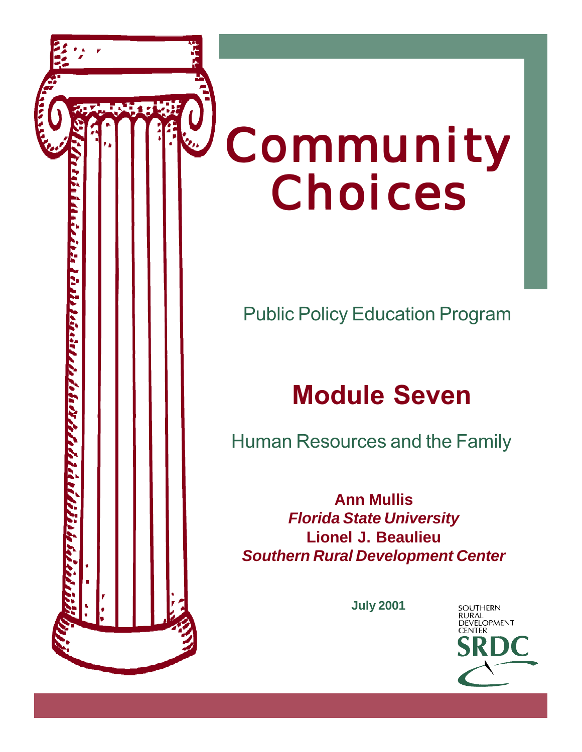# Community Choices

Public Policy Education Program

## Module Seven

Human Resources and the Family

**Ann Mullis**
***Florida State University***
**Lionel J. Beaulieu**
***Southern Rural Development Center***

**July 2001**

SOUTHERN RURAL DEVELOPMENT CENTER
SRDC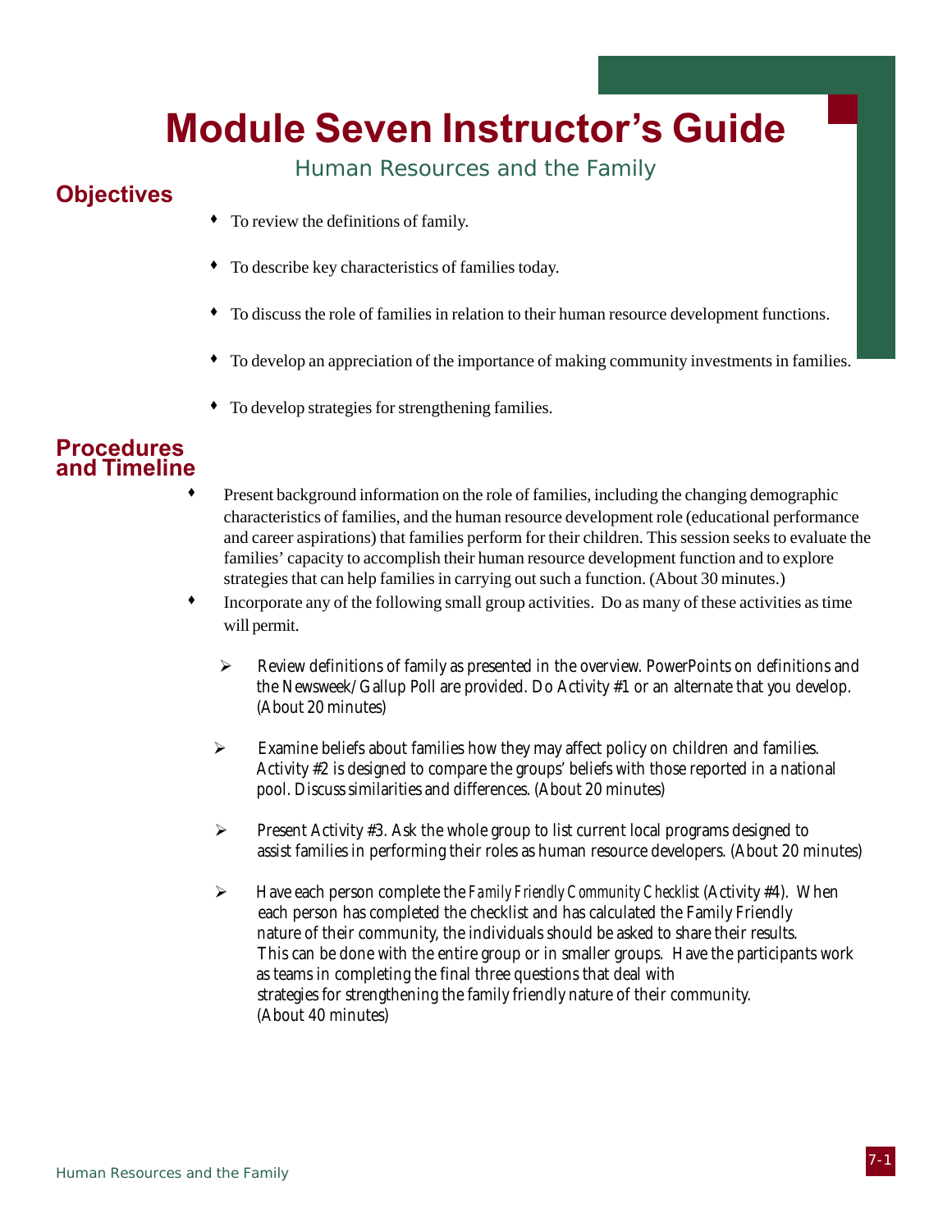# Module Seven Instructor's Guide

Human Resources and the Family

## Objectives

- To review the definitions of family.
- To describe key characteristics of families today.
- To discuss the role of families in relation to their human resource development functions.
- To develop an appreciation of the importance of making community investments in families.
- To develop strategies for strengthening families.

## Procedures and Timeline

- Present background information on the role of families, including the changing demographic characteristics of families, and the human resource development role (educational performance and career aspirations) that families perform for their children. This session seeks to evaluate the families' capacity to accomplish their human resource development function and to explore strategies that can help families in carrying out such a function. (About 30 minutes.)
- Incorporate any of the following small group activities. Do as many of these activities as time will permit.
  - Review definitions of family as presented in the overview. PowerPoints on definitions and the Newsweek/Gallup Poll are provided. Do Activity #1 or an alternate that you develop. (About 20 minutes)
  - Examine beliefs about families how they may affect policy on children and families. Activity #2 is designed to compare the groups' beliefs with those reported in a national pool. Discuss similarities and differences. (About 20 minutes)
  - Present Activity #3. Ask the whole group to list current local programs designed to assist families in performing their roles as human resource developers. (About 20 minutes)
  - Have each person complete the *Family Friendly Community Checklist* (Activity #4). When each person has completed the checklist and has calculated the Family Friendly nature of their community, the individuals should be asked to share their results. This can be done with the entire group or in smaller groups. Have the participants work as teams in completing the final three questions that deal with strategies for strengthening the family friendly nature of their community. (About 40 minutes)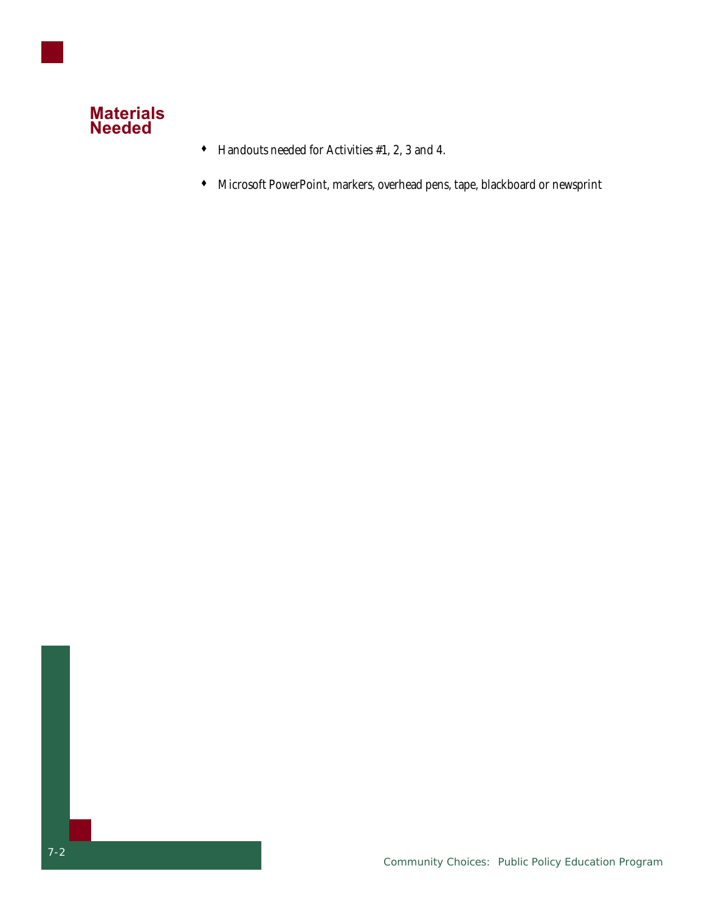## Materials Needed

- Handouts needed for Activities #1, 2, 3 and 4.
- Microsoft PowerPoint, markers, overhead pens, tape, blackboard or newsprint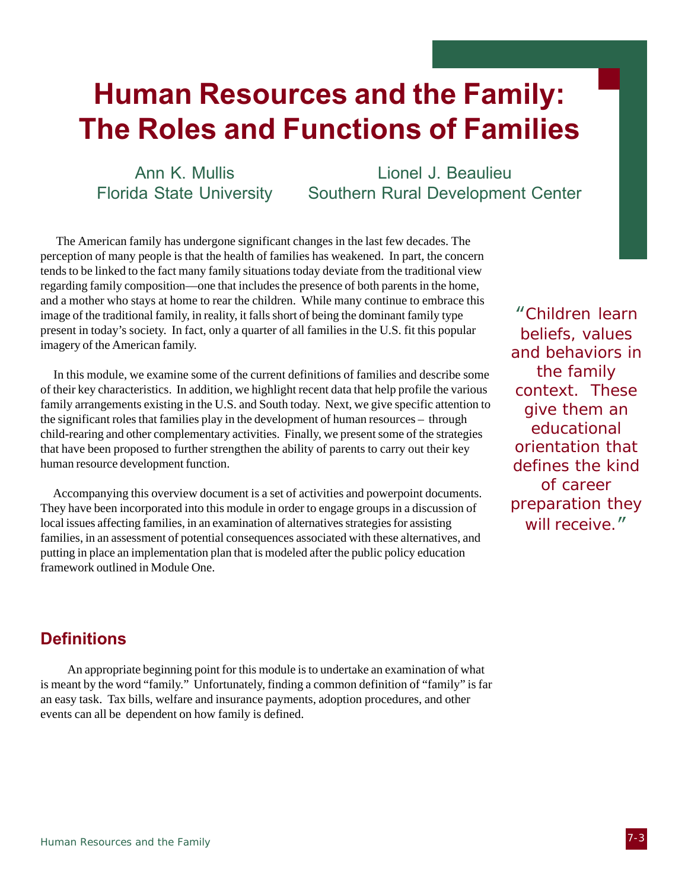# Human Resources and the Family: The Roles and Functions of Families

Ann K. Mullis
Florida State University

Lionel J. Beaulieu
Southern Rural Development Center

The American family has undergone significant changes in the last few decades. The perception of many people is that the health of families has weakened. In part, the concern tends to be linked to the fact many family situations today deviate from the traditional view regarding family composition—one that includes the presence of both parents in the home, and a mother who stays at home to rear the children. While many continue to embrace this image of the traditional family, in reality, it falls short of being the dominant family type present in today's society. In fact, only a quarter of all families in the U.S. fit this popular imagery of the American family.

In this module, we examine some of the current definitions of families and describe some of their key characteristics. In addition, we highlight recent data that help profile the various family arrangements existing in the U.S. and South today. Next, we give specific attention to the significant roles that families play in the development of human resources – through child-rearing and other complementary activities. Finally, we present some of the strategies that have been proposed to further strengthen the ability of parents to carry out their key human resource development function.

Accompanying this overview document is a set of activities and powerpoint documents. They have been incorporated into this module in order to engage groups in a discussion of local issues affecting families, in an examination of alternatives strategies for assisting families, in an assessment of potential consequences associated with these alternatives, and putting in place an implementation plan that is modeled after the public policy education framework outlined in Module One.

> "Children learn beliefs, values and behaviors in the family context. These give them an educational orientation that defines the kind of career preparation they will receive."

## Definitions

An appropriate beginning point for this module is to undertake an examination of what is meant by the word "family." Unfortunately, finding a common definition of "family" is far an easy task. Tax bills, welfare and insurance payments, adoption procedures, and other events can all be dependent on how family is defined.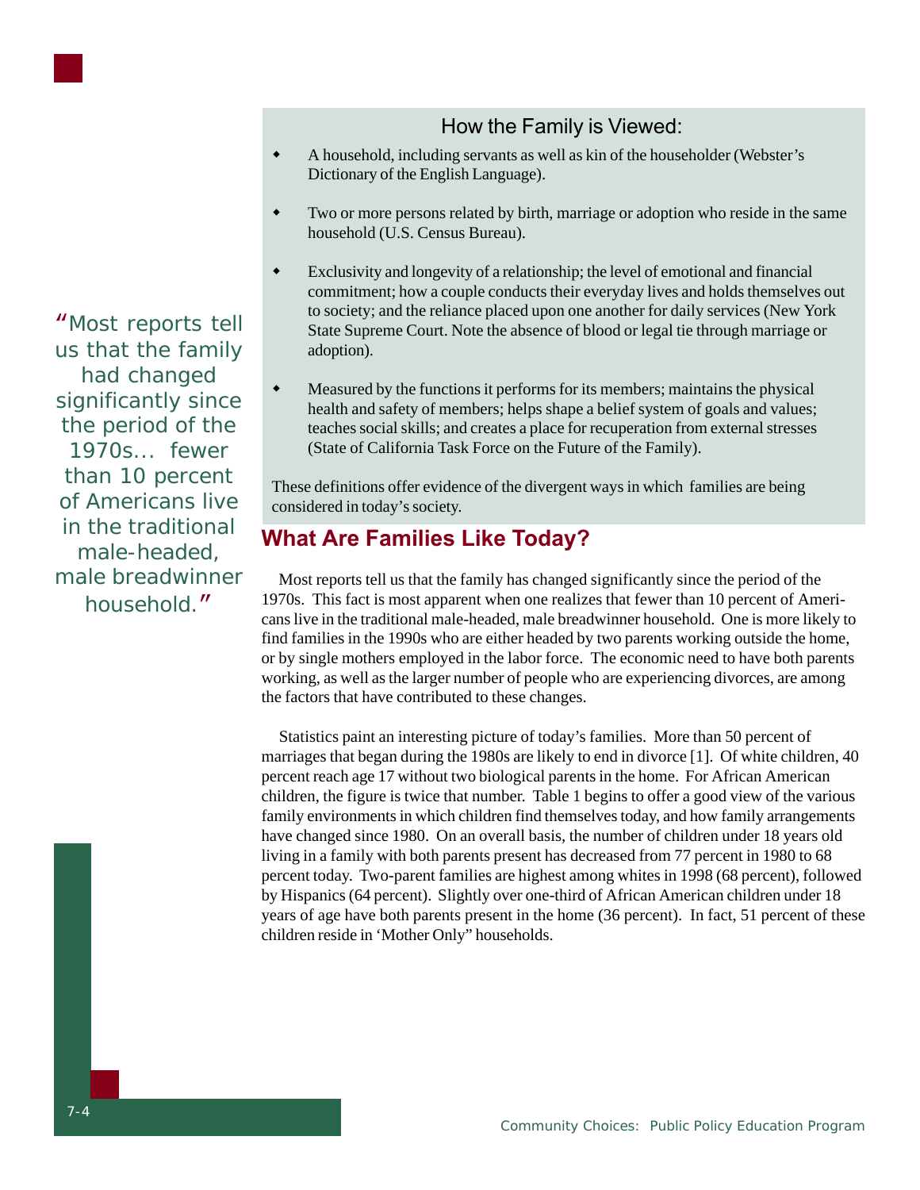## How the Family is Viewed:

- A household, including servants as well as kin of the householder (Webster's Dictionary of the English Language).
- Two or more persons related by birth, marriage or adoption who reside in the same household (U.S. Census Bureau).
- Exclusivity and longevity of a relationship; the level of emotional and financial commitment; how a couple conducts their everyday lives and holds themselves out to society; and the reliance placed upon one another for daily services (New York State Supreme Court. Note the absence of blood or legal tie through marriage or adoption).
- Measured by the functions it performs for its members; maintains the physical health and safety of members; helps shape a belief system of goals and values; teaches social skills; and creates a place for recuperation from external stresses (State of California Task Force on the Future of the Family).

These definitions offer evidence of the divergent ways in which families are being considered in today's society.

> "Most reports tell us that the family had changed significantly since the period of the 1970s... fewer than 10 percent of Americans live in the traditional male-headed, male breadwinner household."

## What Are Families Like Today?

Most reports tell us that the family has changed significantly since the period of the 1970s. This fact is most apparent when one realizes that fewer than 10 percent of Americans live in the traditional male-headed, male breadwinner household. One is more likely to find families in the 1990s who are either headed by two parents working outside the home, or by single mothers employed in the labor force. The economic need to have both parents working, as well as the larger number of people who are experiencing divorces, are among the factors that have contributed to these changes.

Statistics paint an interesting picture of today's families. More than 50 percent of marriages that began during the 1980s are likely to end in divorce [1]. Of white children, 40 percent reach age 17 without two biological parents in the home. For African American children, the figure is twice that number. Table 1 begins to offer a good view of the various family environments in which children find themselves today, and how family arrangements have changed since 1980. On an overall basis, the number of children under 18 years old living in a family with both parents present has decreased from 77 percent in 1980 to 68 percent today. Two-parent families are highest among whites in 1998 (68 percent), followed by Hispanics (64 percent). Slightly over one-third of African American children under 18 years of age have both parents present in the home (36 percent). In fact, 51 percent of these children reside in 'Mother Only" households.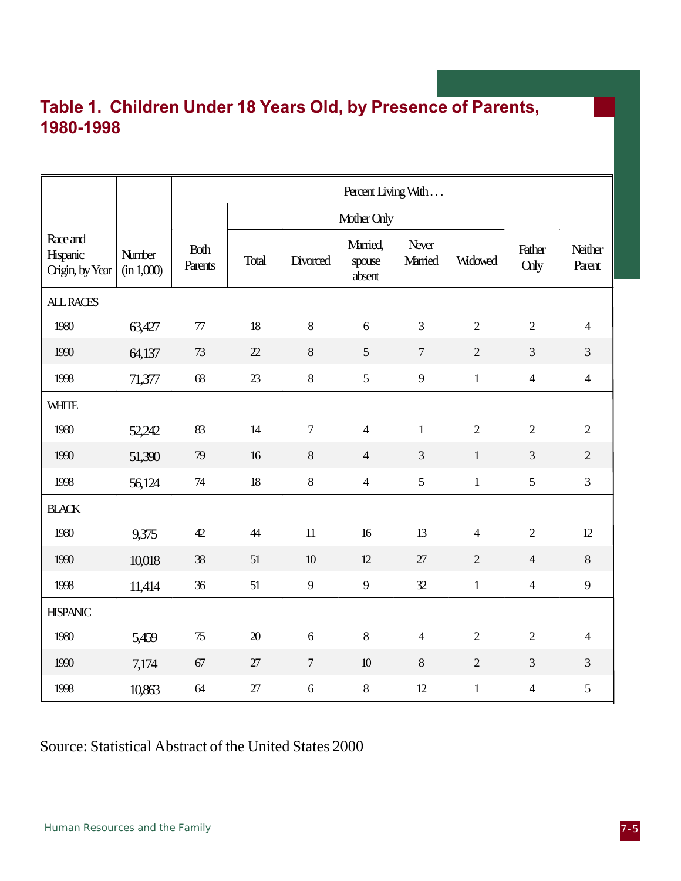## Table 1. Children Under 18 Years Old, by Presence of Parents, 1980-1998

| Race and Hispanic Origin, by Year | Number (in 1,000) | Percent Living With . . . | | | | | | | |
|---|---|---|---|---|---|---|---|---|---|
| | | Both Parents | Mother Only | | | | | Father Only | Neither Parent |
| | | | Total | Divorced | Married, spouse absent | Never Married | Widowed | | |
| **ALL RACES** | | | | | | | | | |
| 1980 | 63,427 | 77 | 18 | 8 | 6 | 3 | 2 | 2 | 4 |
| 1990 | 64,137 | 73 | 22 | 8 | 5 | 7 | 2 | 3 | 3 |
| 1998 | 71,377 | 68 | 23 | 8 | 5 | 9 | 1 | 4 | 4 |
| **WHITE** | | | | | | | | | |
| 1980 | 52,242 | 83 | 14 | 7 | 4 | 1 | 2 | 2 | 2 |
| 1990 | 51,390 | 79 | 16 | 8 | 4 | 3 | 1 | 3 | 2 |
| 1998 | 56,124 | 74 | 18 | 8 | 4 | 5 | 1 | 5 | 3 |
| **BLACK** | | | | | | | | | |
| 1980 | 9,375 | 42 | 44 | 11 | 16 | 13 | 4 | 2 | 12 |
| 1990 | 10,018 | 38 | 51 | 10 | 12 | 27 | 2 | 4 | 8 |
| 1998 | 11,414 | 36 | 51 | 9 | 9 | 32 | 1 | 4 | 9 |
| **HISPANIC** | | | | | | | | | |
| 1980 | 5,459 | 75 | 20 | 6 | 8 | 4 | 2 | 2 | 4 |
| 1990 | 7,174 | 67 | 27 | 7 | 10 | 8 | 2 | 3 | 3 |
| 1998 | 10,863 | 64 | 27 | 6 | 8 | 12 | 1 | 4 | 5 |

Source: Statistical Abstract of the United States 2000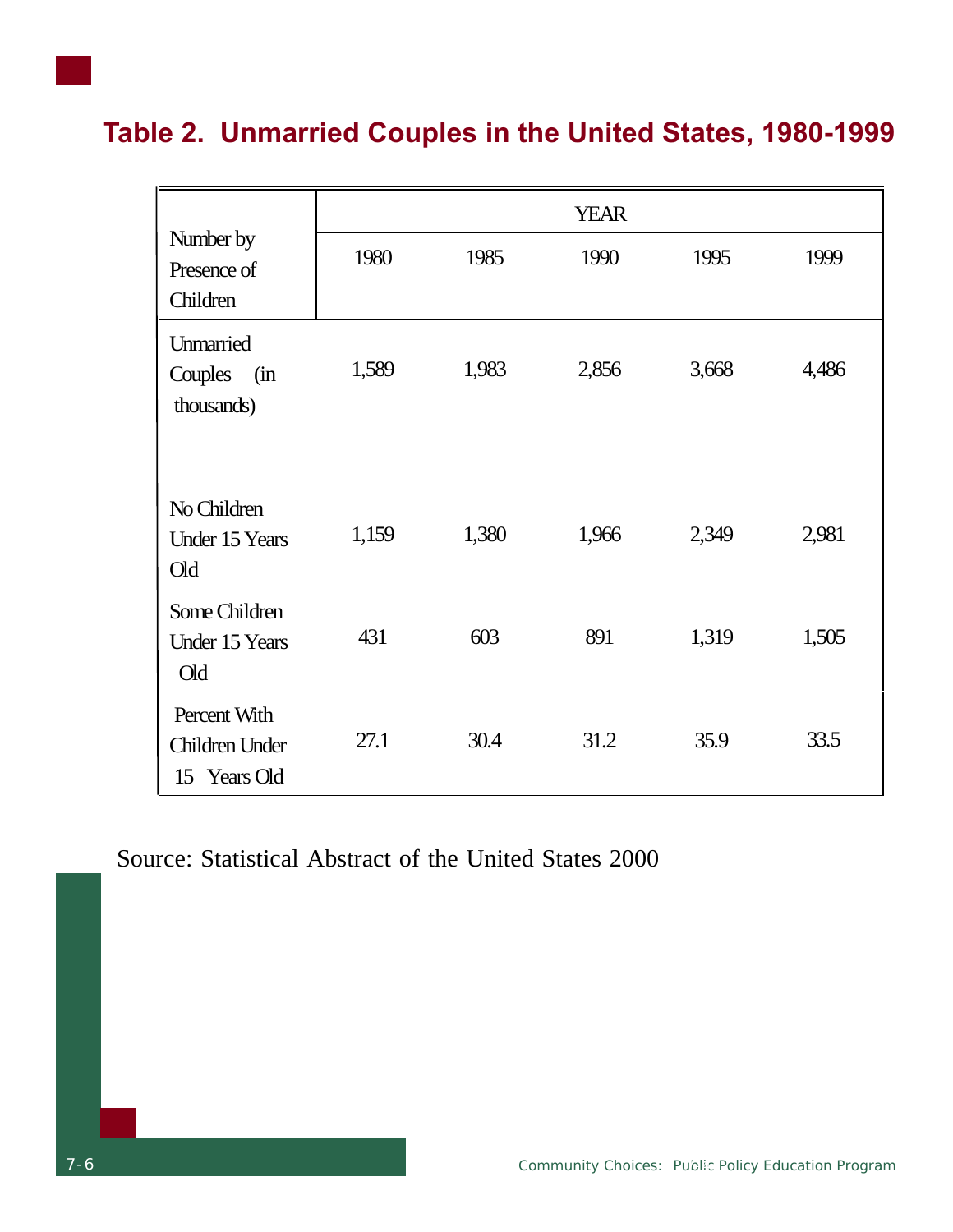## Table 2. Unmarried Couples in the United States, 1980-1999

| Number by Presence of Children | YEAR | | | | |
|---|---|---|---|---|---|
| | 1980 | 1985 | 1990 | 1995 | 1999 |
| Unmarried Couples (in thousands) | 1,589 | 1,983 | 2,856 | 3,668 | 4,486 |
| No Children Under 15 Years Old | 1,159 | 1,380 | 1,966 | 2,349 | 2,981 |
| Some Children Under 15 Years Old | 431 | 603 | 891 | 1,319 | 1,505 |
| Percent With Children Under 15 Years Old | 27.1 | 30.4 | 31.2 | 35.9 | 33.5 |

Source: Statistical Abstract of the United States 2000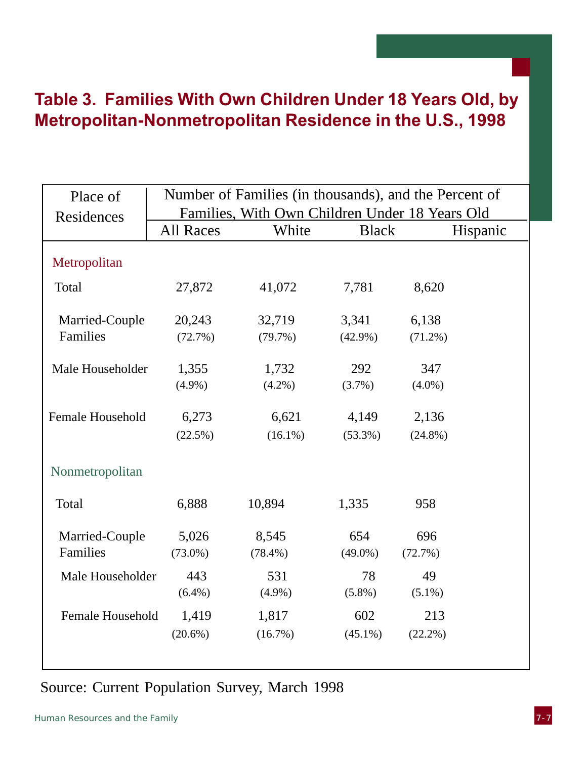## Table 3. Families With Own Children Under 18 Years Old, by Metropolitan-Nonmetropolitan Residence in the U.S., 1998

| Place of Residences | Number of Families (in thousands), and the Percent of Families, With Own Children Under 18 Years Old | | | |
|---|---|---|---|---|
| | All Races | White | Black | Hispanic |
| **Metropolitan** | | | | |
| Total | 27,872 | 41,072 | 7,781 | 8,620 |
| Married-Couple Families | 20,243 (72.7%) | 32,719 (79.7%) | 3,341 (42.9%) | 6,138 (71.2%) |
| Male Householder | 1,355 (4.9%) | 1,732 (4.2%) | 292 (3.7%) | 347 (4.0%) |
| Female Household | 6,273 (22.5%) | 6,621 (16.1%) | 4,149 (53.3%) | 2,136 (24.8%) |
| **Nonmetropolitan** | | | | |
| Total | 6,888 | 10,894 | 1,335 | 958 |
| Married-Couple Families | 5,026 (73.0%) | 8,545 (78.4%) | 654 (49.0%) | 696 (72.7%) |
| Male Householder | 443 (6.4%) | 531 (4.9%) | 78 (5.8%) | 49 (5.1%) |
| Female Household | 1,419 (20.6%) | 1,817 (16.7%) | 602 (45.1%) | 213 (22.2%) |

Source: Current Population Survey, March 1998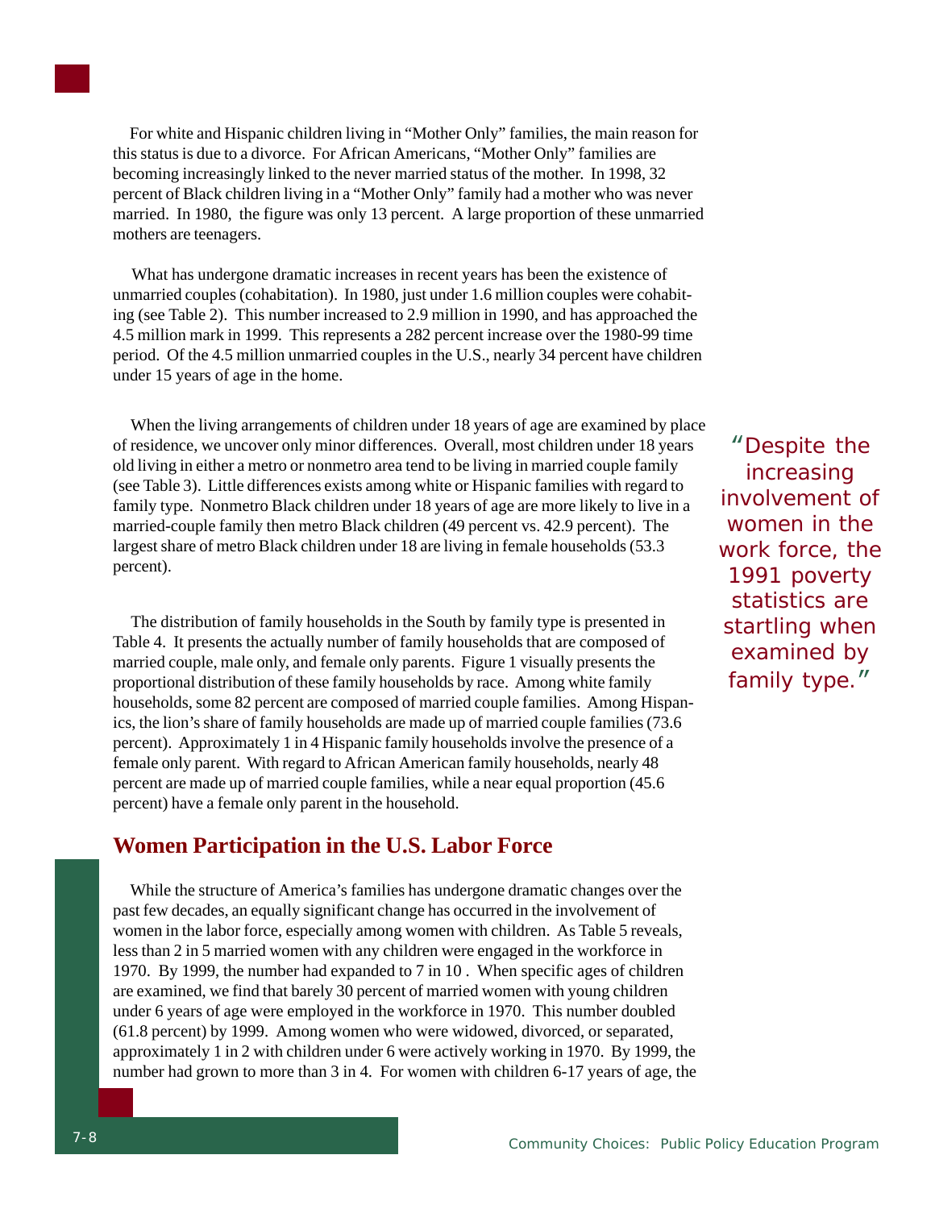For white and Hispanic children living in "Mother Only" families, the main reason for this status is due to a divorce. For African Americans, "Mother Only" families are becoming increasingly linked to the never married status of the mother. In 1998, 32 percent of Black children living in a "Mother Only" family had a mother who was never married. In 1980, the figure was only 13 percent. A large proportion of these unmarried mothers are teenagers.

What has undergone dramatic increases in recent years has been the existence of unmarried couples (cohabitation). In 1980, just under 1.6 million couples were cohabiting (see Table 2). This number increased to 2.9 million in 1990, and has approached the 4.5 million mark in 1999. This represents a 282 percent increase over the 1980-99 time period. Of the 4.5 million unmarried couples in the U.S., nearly 34 percent have children under 15 years of age in the home.

When the living arrangements of children under 18 years of age are examined by place of residence, we uncover only minor differences. Overall, most children under 18 years old living in either a metro or nonmetro area tend to be living in married couple family (see Table 3). Little differences exists among white or Hispanic families with regard to family type. Nonmetro Black children under 18 years of age are more likely to live in a married-couple family then metro Black children (49 percent vs. 42.9 percent). The largest share of metro Black children under 18 are living in female households (53.3 percent).

"Despite the increasing involvement of women in the work force, the 1991 poverty statistics are startling when examined by family type."

The distribution of family households in the South by family type is presented in Table 4. It presents the actually number of family households that are composed of married couple, male only, and female only parents. Figure 1 visually presents the proportional distribution of these family households by race. Among white family households, some 82 percent are composed of married couple families. Among Hispanics, the lion's share of family households are made up of married couple families (73.6 percent). Approximately 1 in 4 Hispanic family households involve the presence of a female only parent. With regard to African American family households, nearly 48 percent are made up of married couple families, while a near equal proportion (45.6 percent) have a female only parent in the household.

## Women Participation in the U.S. Labor Force

While the structure of America's families has undergone dramatic changes over the past few decades, an equally significant change has occurred in the involvement of women in the labor force, especially among women with children. As Table 5 reveals, less than 2 in 5 married women with any children were engaged in the workforce in 1970. By 1999, the number had expanded to 7 in 10 . When specific ages of children are examined, we find that barely 30 percent of married women with young children under 6 years of age were employed in the workforce in 1970. This number doubled (61.8 percent) by 1999. Among women who were widowed, divorced, or separated, approximately 1 in 2 with children under 6 were actively working in 1970. By 1999, the number had grown to more than 3 in 4. For women with children 6-17 years of age, the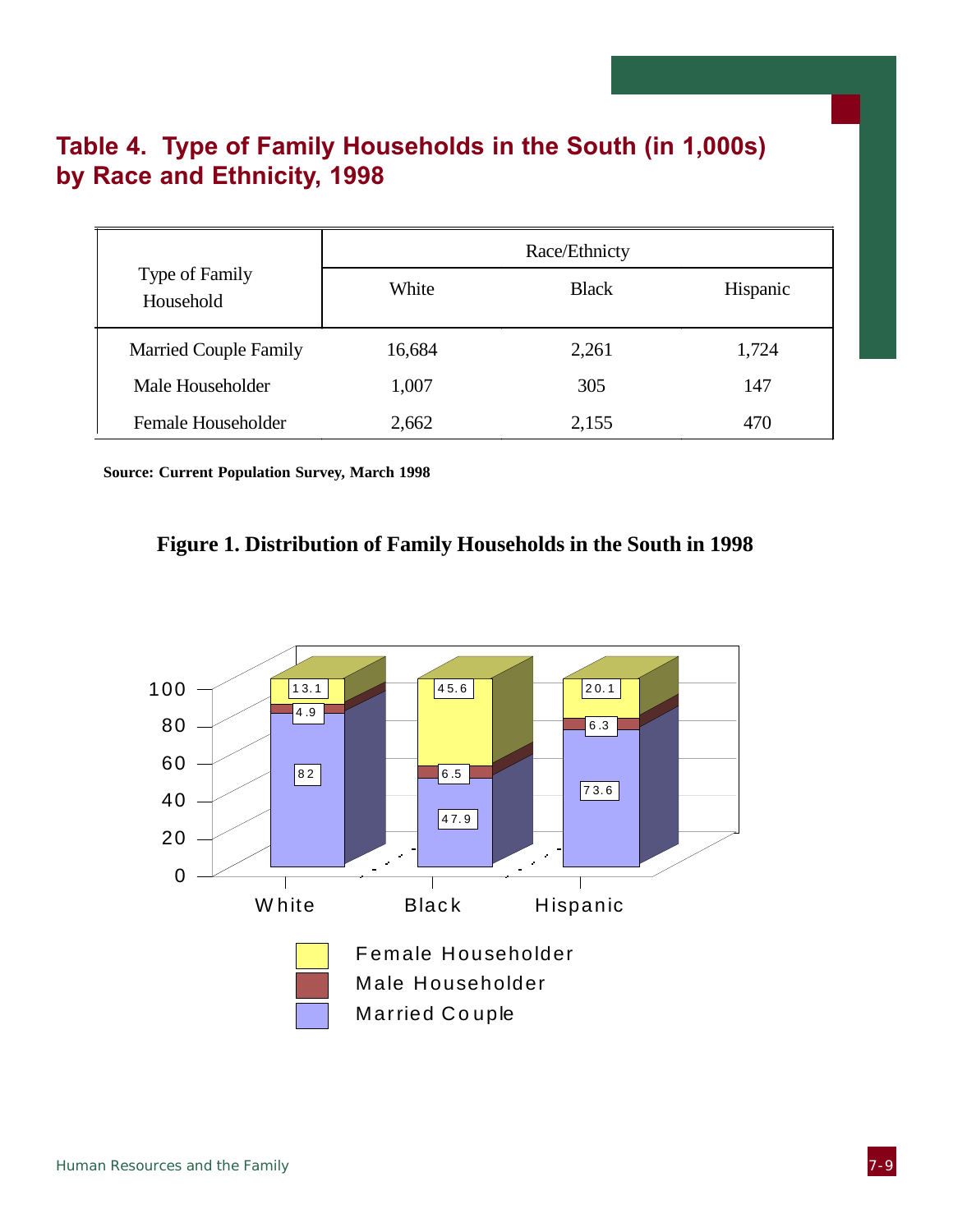## Table 4. Type of Family Households in the South (in 1,000s) by Race and Ethnicity, 1998

| Type of Family Household | Race/Ethnicty | | |
|---|---|---|---|
| | White | Black | Hispanic |
| Married Couple Family | 16,684 | 2,261 | 1,724 |
| Male Householder | 1,007 | 305 | 147 |
| Female Householder | 2,662 | 2,155 | 470 |

**Source: Current Population Survey, March 1998**

**Figure 1. Distribution of Family Households in the South in 1998**

| | White | Black | Hispanic |
|---|---|---|---|
| Female Householder | 13.1 | 45.6 | 20.1 |
| Male Householder | 4.9 | 6.5 | 6.3 |
| Married Couple | 82 | 47.9 | 73.6 |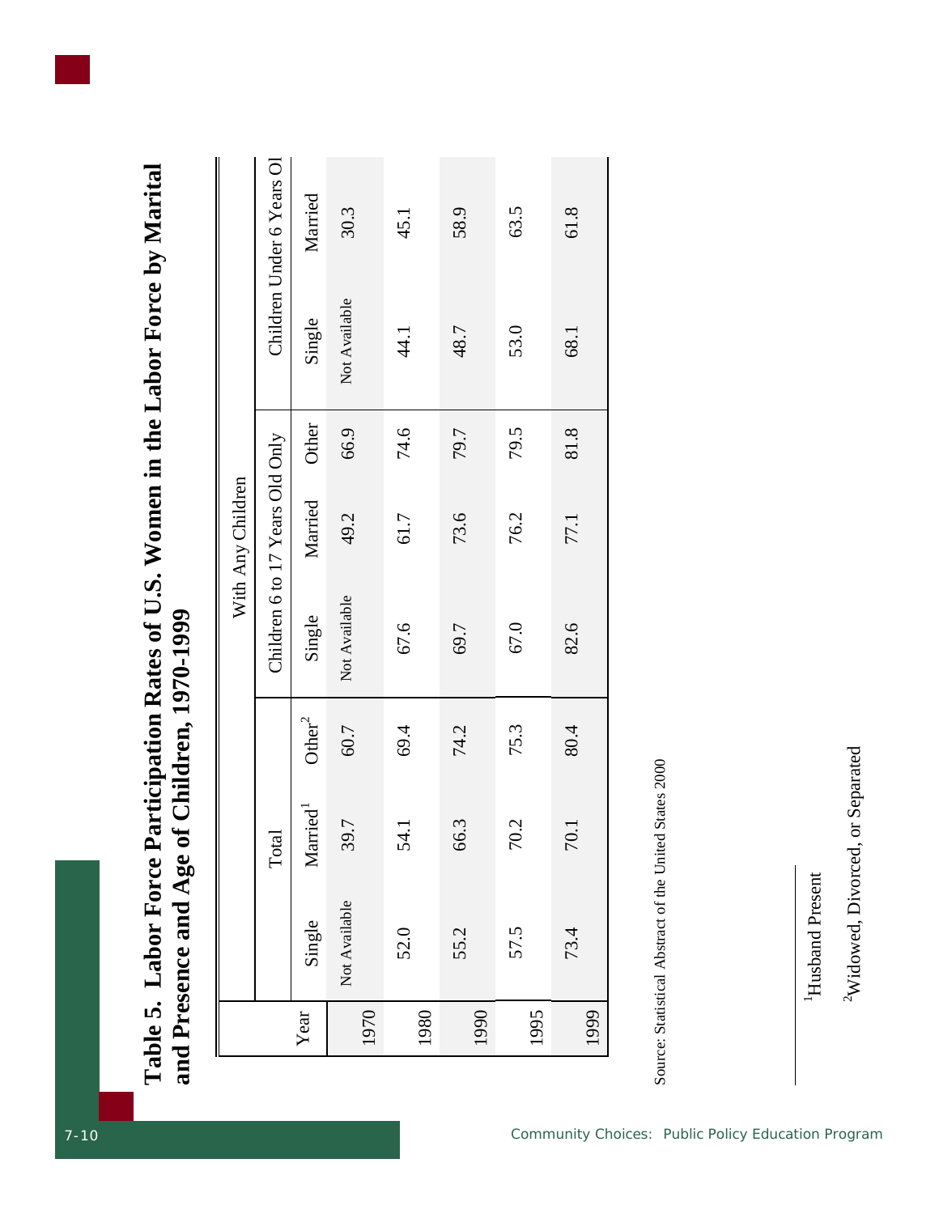# Table 5. Labor Force Participation Rates of U.S. Women in the Labor Force by Marital and Presence and Age of Children, 1970-1999

| Year | Total | | | With Any Children | | | | |
|---|---|---|---|---|---|---|---|---|
| | | | | Children 6 to 17 Years Old Only | | | Children Under 6 Years Ol | |
| | Single | Married[1] | Other[2] | Single | Married | Other | Single | Married |
| 1970 | Not Available | 39.7 | 60.7 | Not Available | 49.2 | 66.9 | Not Available | 30.3 |
| 1980 | 52.0 | 54.1 | 69.4 | 67.6 | 61.7 | 74.6 | 44.1 | 45.1 |
| 1990 | 55.2 | 66.3 | 74.2 | 69.7 | 73.6 | 79.7 | 48.7 | 58.9 |
| 1995 | 57.5 | 70.2 | 75.3 | 67.0 | 76.2 | 79.5 | 53.0 | 63.5 |
| 1999 | 73.4 | 70.1 | 80.4 | 82.6 | 77.1 | 81.8 | 68.1 | 61.8 |

Source: Statistical Abstract of the United States 2000

[1]Husband Present

[2]Widowed, Divorced, or Separated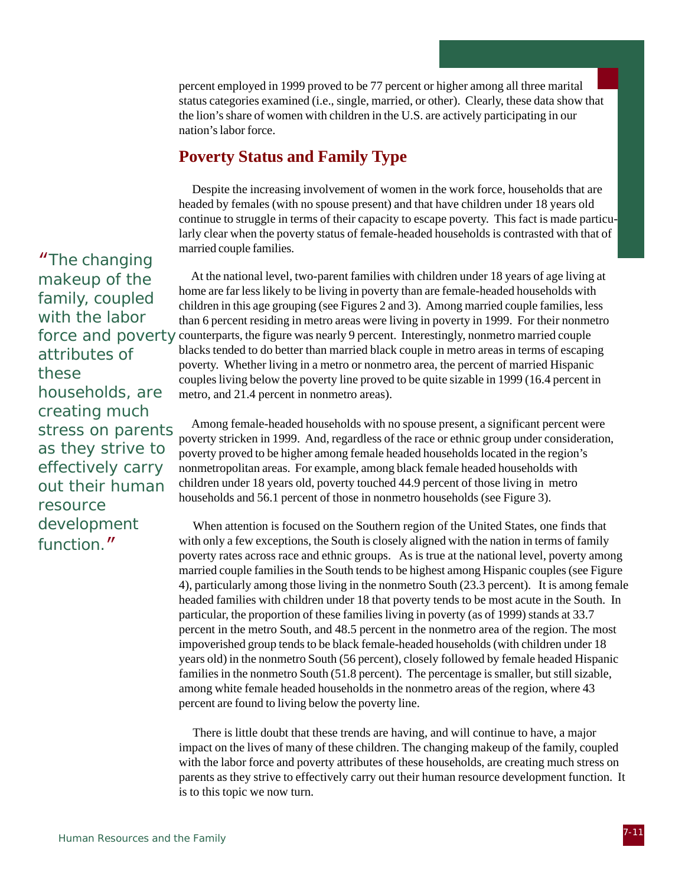percent employed in 1999 proved to be 77 percent or higher among all three marital status categories examined (i.e., single, married, or other). Clearly, these data show that the lion's share of women with children in the U.S. are actively participating in our nation's labor force.

## Poverty Status and Family Type

Despite the increasing involvement of women in the work force, households that are headed by females (with no spouse present) and that have children under 18 years old continue to struggle in terms of their capacity to escape poverty. This fact is made particularly clear when the poverty status of female-headed households is contrasted with that of married couple families.

> "The changing makeup of the family, coupled with the labor force and poverty attributes of these households, are creating much stress on parents as they strive to effectively carry out their human resource development function."

At the national level, two-parent families with children under 18 years of age living at home are far less likely to be living in poverty than are female-headed households with children in this age grouping (see Figures 2 and 3). Among married couple families, less than 6 percent residing in metro areas were living in poverty in 1999. For their nonmetro counterparts, the figure was nearly 9 percent. Interestingly, nonmetro married couple blacks tended to do better than married black couple in metro areas in terms of escaping poverty. Whether living in a metro or nonmetro area, the percent of married Hispanic couples living below the poverty line proved to be quite sizable in 1999 (16.4 percent in metro, and 21.4 percent in nonmetro areas).

Among female-headed households with no spouse present, a significant percent were poverty stricken in 1999. And, regardless of the race or ethnic group under consideration, poverty proved to be higher among female headed households located in the region's nonmetropolitan areas. For example, among black female headed households with children under 18 years old, poverty touched 44.9 percent of those living in metro households and 56.1 percent of those in nonmetro households (see Figure 3).

When attention is focused on the Southern region of the United States, one finds that with only a few exceptions, the South is closely aligned with the nation in terms of family poverty rates across race and ethnic groups. As is true at the national level, poverty among married couple families in the South tends to be highest among Hispanic couples (see Figure 4), particularly among those living in the nonmetro South (23.3 percent). It is among female headed families with children under 18 that poverty tends to be most acute in the South. In particular, the proportion of these families living in poverty (as of 1999) stands at 33.7 percent in the metro South, and 48.5 percent in the nonmetro area of the region. The most impoverished group tends to be black female-headed households (with children under 18 years old) in the nonmetro South (56 percent), closely followed by female headed Hispanic families in the nonmetro South (51.8 percent). The percentage is smaller, but still sizable, among white female headed households in the nonmetro areas of the region, where 43 percent are found to living below the poverty line.

There is little doubt that these trends are having, and will continue to have, a major impact on the lives of many of these children. The changing makeup of the family, coupled with the labor force and poverty attributes of these households, are creating much stress on parents as they strive to effectively carry out their human resource development function. It is to this topic we now turn.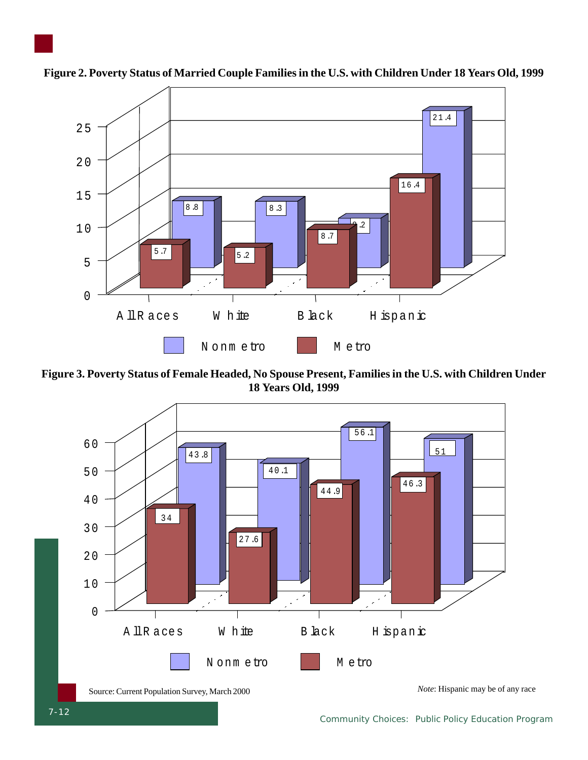**Figure 2. Poverty Status of Married Couple Families in the U.S. with Children Under 18 Years Old, 1999**

| | All Races | White | Black | Hispanic |
|---|---|---|---|---|
| Nonmetro | 8.8 | 8.3 | 9.2 | 21.4 |
| Metro | 5.7 | 5.2 | 8.7 | 16.4 |

**Figure 3. Poverty Status of Female Headed, No Spouse Present, Families in the U.S. with Children Under 18 Years Old, 1999**

| | All Races | White | Black | Hispanic |
|---|---|---|---|---|
| Nonmetro | 43.8 | 40.1 | 56.1 | 51 |
| Metro | 34 | 27.6 | 44.9 | 46.3 |

Source: Current Population Survey, March 2000

*Note*: Hispanic may be of any race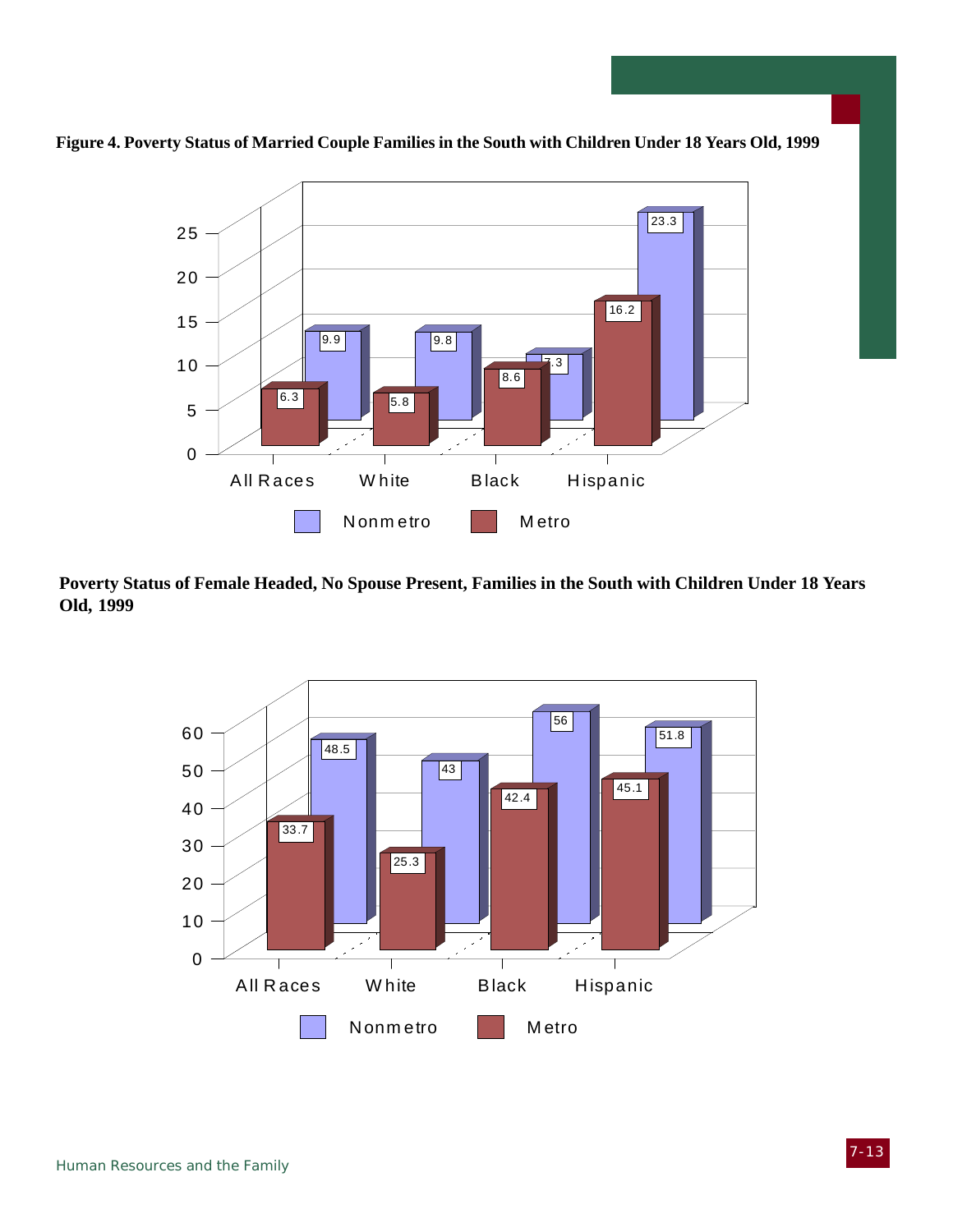**Figure 4. Poverty Status of Married Couple Families in the South with Children Under 18 Years Old, 1999**

| | All Races | White | Black | Hispanic |
|---|---|---|---|---|
| Nonmetro | 9.9 | 9.8 | 7.3 | 23.3 |
| Metro | 6.3 | 5.8 | 8.6 | 16.2 |

**Poverty Status of Female Headed, No Spouse Present, Families in the South with Children Under 18 Years Old, 1999**

| | All Races | White | Black | Hispanic |
|---|---|---|---|---|
| Nonmetro | 48.5 | 43 | 56 | 51.8 |
| Metro | 33.7 | 25.3 | 42.4 | 45.1 |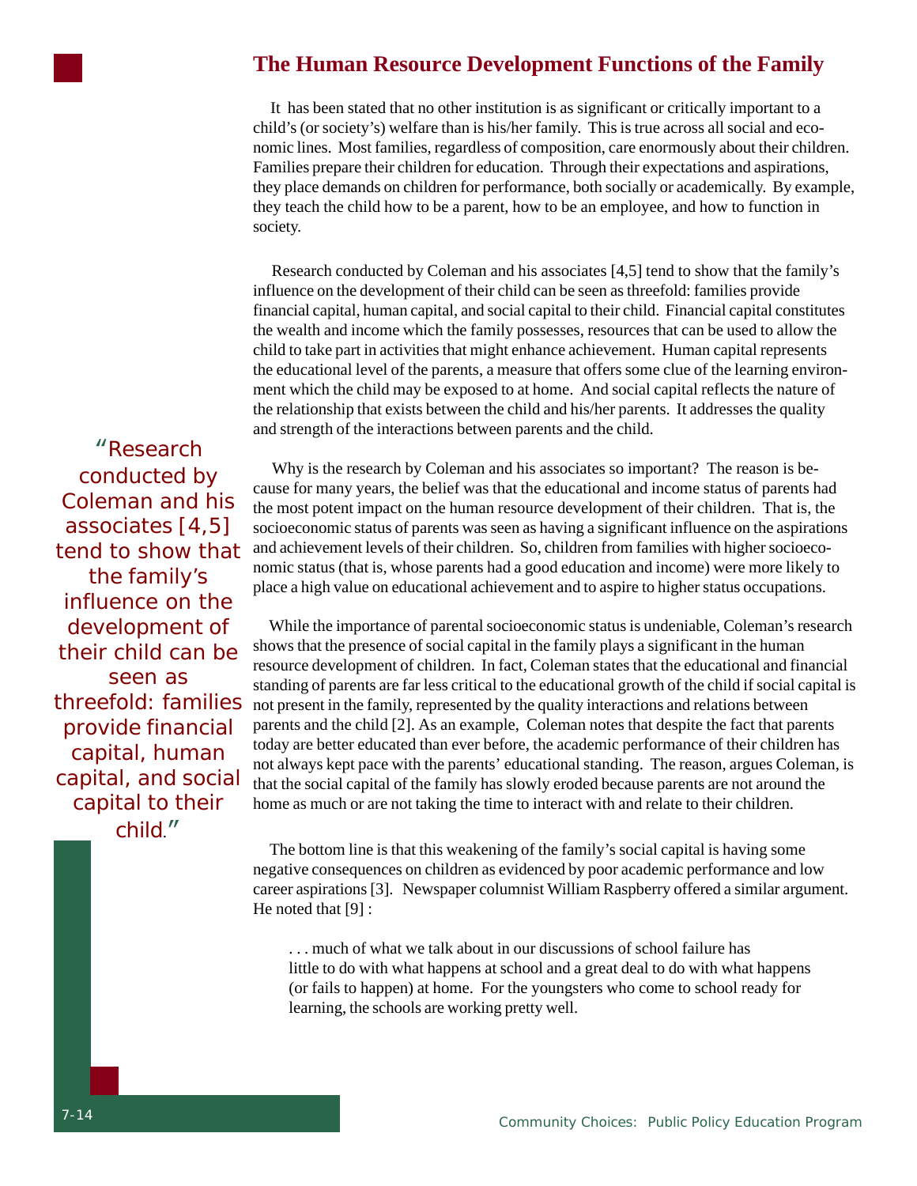## The Human Resource Development Functions of the Family

It has been stated that no other institution is as significant or critically important to a child's (or society's) welfare than is his/her family. This is true across all social and economic lines. Most families, regardless of composition, care enormously about their children. Families prepare their children for education. Through their expectations and aspirations, they place demands on children for performance, both socially or academically. By example, they teach the child how to be a parent, how to be an employee, and how to function in society.

Research conducted by Coleman and his associates [4,5] tend to show that the family's influence on the development of their child can be seen as threefold: families provide financial capital, human capital, and social capital to their child. Financial capital constitutes the wealth and income which the family possesses, resources that can be used to allow the child to take part in activities that might enhance achievement. Human capital represents the educational level of the parents, a measure that offers some clue of the learning environment which the child may be exposed to at home. And social capital reflects the nature of the relationship that exists between the child and his/her parents. It addresses the quality and strength of the interactions between parents and the child.

> "Research conducted by Coleman and his associates [4,5] tend to show that the family's influence on the development of their child can be seen as threefold: families provide financial capital, human capital, and social capital to their child."

Why is the research by Coleman and his associates so important? The reason is because for many years, the belief was that the educational and income status of parents had the most potent impact on the human resource development of their children. That is, the socioeconomic status of parents was seen as having a significant influence on the aspirations and achievement levels of their children. So, children from families with higher socioeconomic status (that is, whose parents had a good education and income) were more likely to place a high value on educational achievement and to aspire to higher status occupations.

While the importance of parental socioeconomic status is undeniable, Coleman's research shows that the presence of social capital in the family plays a significant in the human resource development of children. In fact, Coleman states that the educational and financial standing of parents are far less critical to the educational growth of the child if social capital is not present in the family, represented by the quality interactions and relations between parents and the child [2]. As an example, Coleman notes that despite the fact that parents today are better educated than ever before, the academic performance of their children has not always kept pace with the parents' educational standing. The reason, argues Coleman, is that the social capital of the family has slowly eroded because parents are not around the home as much or are not taking the time to interact with and relate to their children.

The bottom line is that this weakening of the family's social capital is having some negative consequences on children as evidenced by poor academic performance and low career aspirations [3]. Newspaper columnist William Raspberry offered a similar argument. He noted that [9] :

> . . . much of what we talk about in our discussions of school failure has little to do with what happens at school and a great deal to do with what happens (or fails to happen) at home. For the youngsters who come to school ready for learning, the schools are working pretty well.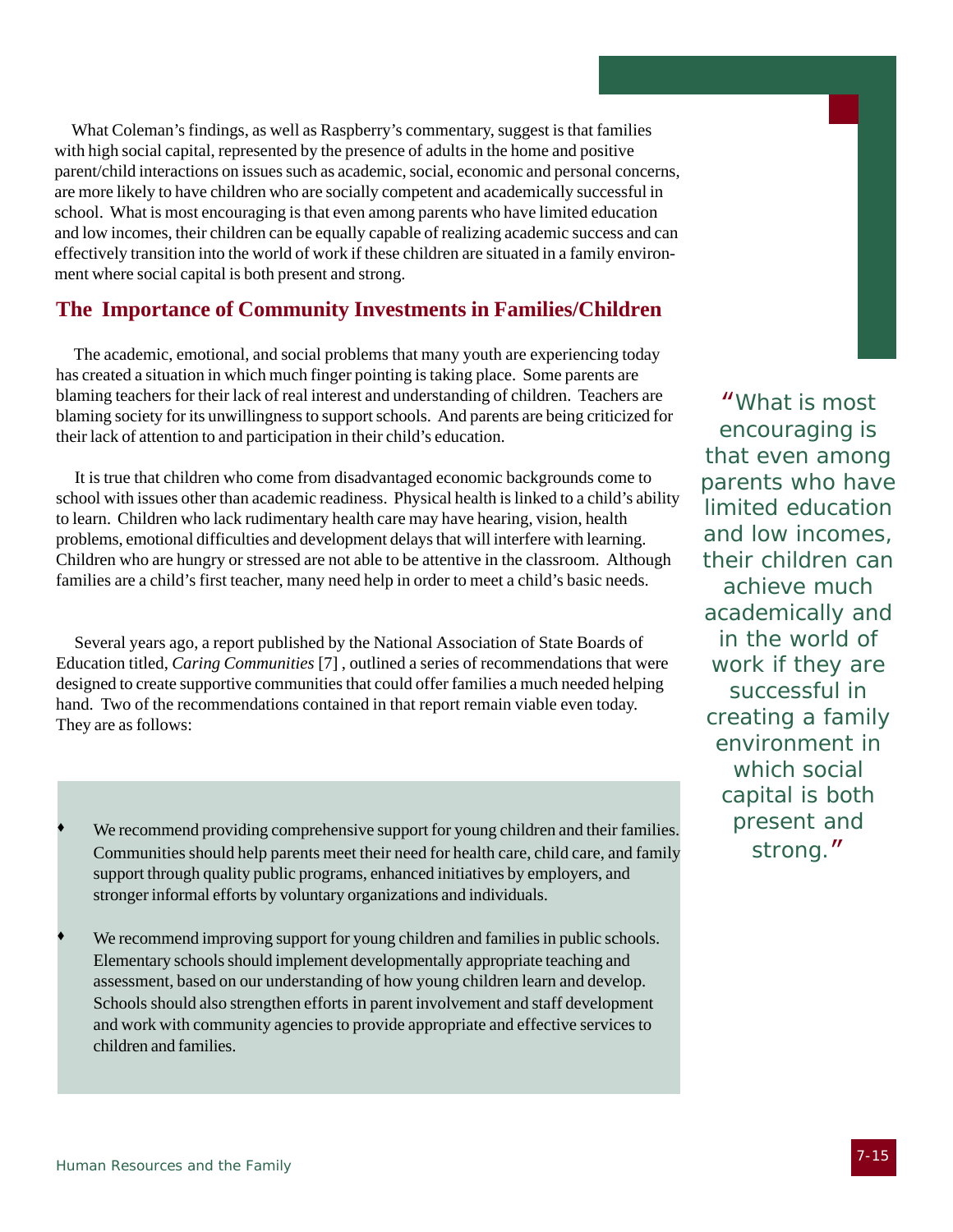What Coleman's findings, as well as Raspberry's commentary, suggest is that families with high social capital, represented by the presence of adults in the home and positive parent/child interactions on issues such as academic, social, economic and personal concerns, are more likely to have children who are socially competent and academically successful in school. What is most encouraging is that even among parents who have limited education and low incomes, their children can be equally capable of realizing academic success and can effectively transition into the world of work if these children are situated in a family environment where social capital is both present and strong.

## The Importance of Community Investments in Families/Children

The academic, emotional, and social problems that many youth are experiencing today has created a situation in which much finger pointing is taking place. Some parents are blaming teachers for their lack of real interest and understanding of children. Teachers are blaming society for its unwillingness to support schools. And parents are being criticized for their lack of attention to and participation in their child's education.

It is true that children who come from disadvantaged economic backgrounds come to school with issues other than academic readiness. Physical health is linked to a child's ability to learn. Children who lack rudimentary health care may have hearing, vision, health problems, emotional difficulties and development delays that will interfere with learning. Children who are hungry or stressed are not able to be attentive in the classroom. Although families are a child's first teacher, many need help in order to meet a child's basic needs.

Several years ago, a report published by the National Association of State Boards of Education titled, *Caring Communities* [7] , outlined a series of recommendations that were designed to create supportive communities that could offer families a much needed helping hand. Two of the recommendations contained in that report remain viable even today. They are as follows:

- We recommend providing comprehensive support for young children and their families. Communities should help parents meet their need for health care, child care, and family support through quality public programs, enhanced initiatives by employers, and stronger informal efforts by voluntary organizations and individuals.

- We recommend improving support for young children and families in public schools. Elementary schools should implement developmentally appropriate teaching and assessment, based on our understanding of how young children learn and develop. Schools should also strengthen efforts in parent involvement and staff development and work with community agencies to provide appropriate and effective services to children and families.

> "What is most encouraging is that even among parents who have limited education and low incomes, their children can achieve much academically and in the world of work if they are successful in creating a family environment in which social capital is both present and strong."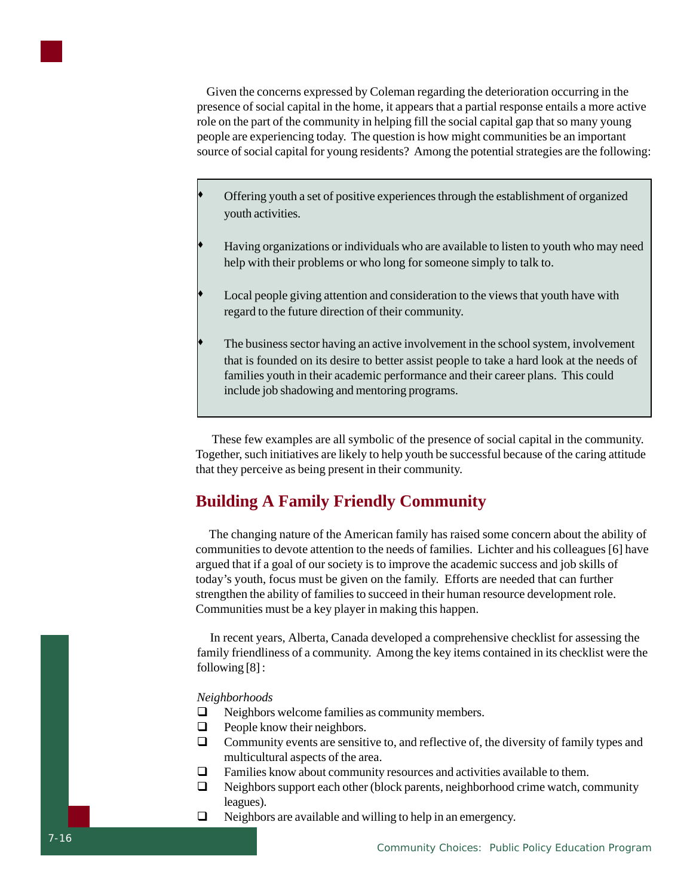Given the concerns expressed by Coleman regarding the deterioration occurring in the presence of social capital in the home, it appears that a partial response entails a more active role on the part of the community in helping fill the social capital gap that so many young people are experiencing today. The question is how might communities be an important source of social capital for young residents? Among the potential strategies are the following:

- Offering youth a set of positive experiences through the establishment of organized youth activities.
- Having organizations or individuals who are available to listen to youth who may need help with their problems or who long for someone simply to talk to.
- Local people giving attention and consideration to the views that youth have with regard to the future direction of their community.
- The business sector having an active involvement in the school system, involvement that is founded on its desire to better assist people to take a hard look at the needs of families youth in their academic performance and their career plans. This could include job shadowing and mentoring programs.

These few examples are all symbolic of the presence of social capital in the community. Together, such initiatives are likely to help youth be successful because of the caring attitude that they perceive as being present in their community.

## Building A Family Friendly Community

The changing nature of the American family has raised some concern about the ability of communities to devote attention to the needs of families. Lichter and his colleagues [6] have argued that if a goal of our society is to improve the academic success and job skills of today's youth, focus must be given on the family. Efforts are needed that can further strengthen the ability of families to succeed in their human resource development role. Communities must be a key player in making this happen.

In recent years, Alberta, Canada developed a comprehensive checklist for assessing the family friendliness of a community. Among the key items contained in its checklist were the following [8] :

*Neighborhoods*

- ❑ Neighbors welcome families as community members.
- ❑ People know their neighbors.
- ❑ Community events are sensitive to, and reflective of, the diversity of family types and multicultural aspects of the area.
- ❑ Families know about community resources and activities available to them.
- ❑ Neighbors support each other (block parents, neighborhood crime watch, community leagues).
- ❑ Neighbors are available and willing to help in an emergency.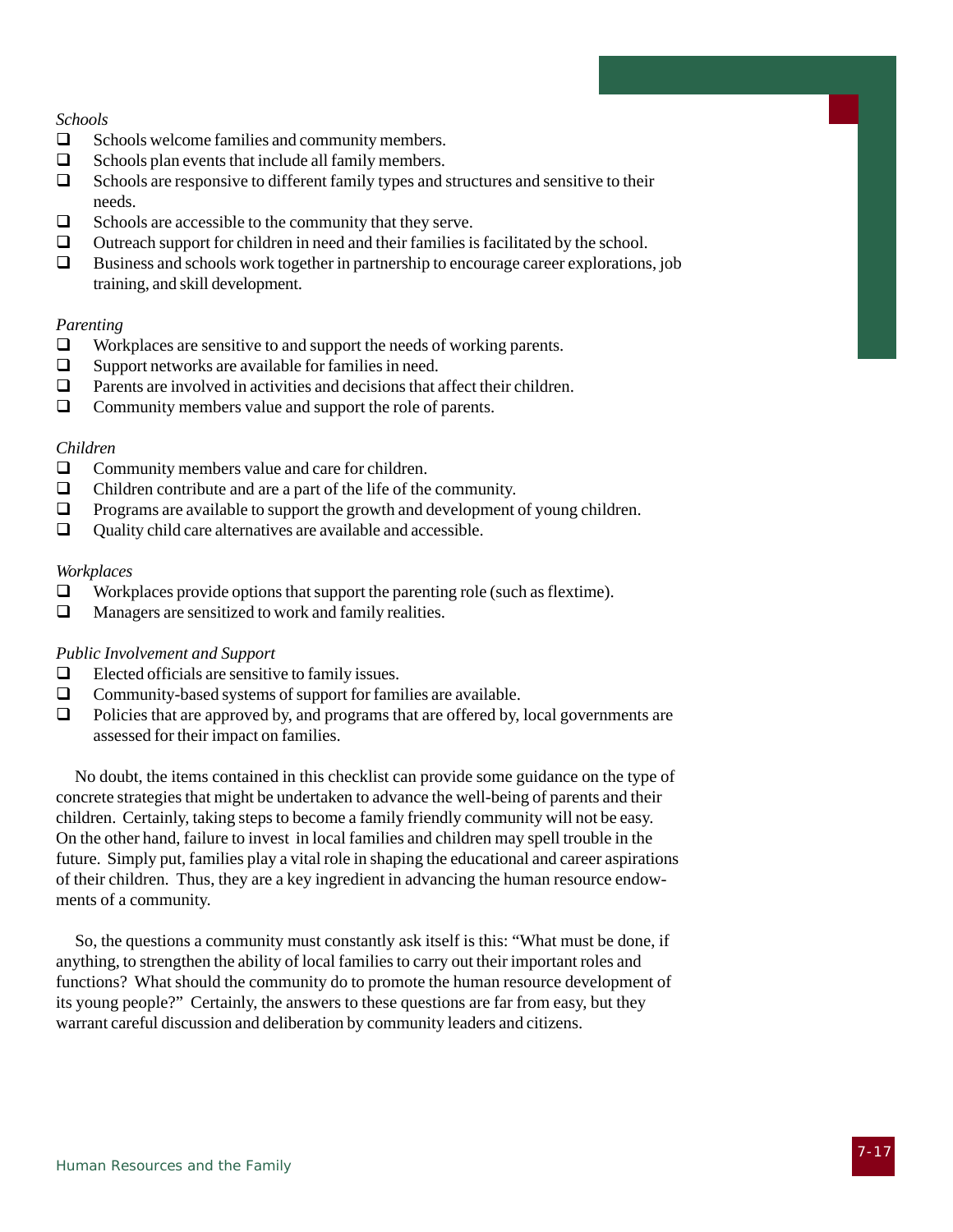*Schools*

- ❑ Schools welcome families and community members.
- ❑ Schools plan events that include all family members.
- ❑ Schools are responsive to different family types and structures and sensitive to their needs.
- ❑ Schools are accessible to the community that they serve.
- ❑ Outreach support for children in need and their families is facilitated by the school.
- ❑ Business and schools work together in partnership to encourage career explorations, job training, and skill development.

*Parenting*

- ❑ Workplaces are sensitive to and support the needs of working parents.
- ❑ Support networks are available for families in need.
- ❑ Parents are involved in activities and decisions that affect their children.
- ❑ Community members value and support the role of parents.

*Children*

- ❑ Community members value and care for children.
- ❑ Children contribute and are a part of the life of the community.
- ❑ Programs are available to support the growth and development of young children.
- ❑ Quality child care alternatives are available and accessible.

*Workplaces*

- ❑ Workplaces provide options that support the parenting role (such as flextime).
- ❑ Managers are sensitized to work and family realities.

*Public Involvement and Support*

- ❑ Elected officials are sensitive to family issues.
- ❑ Community-based systems of support for families are available.
- ❑ Policies that are approved by, and programs that are offered by, local governments are assessed for their impact on families.

No doubt, the items contained in this checklist can provide some guidance on the type of concrete strategies that might be undertaken to advance the well-being of parents and their children. Certainly, taking steps to become a family friendly community will not be easy. On the other hand, failure to invest in local families and children may spell trouble in the future. Simply put, families play a vital role in shaping the educational and career aspirations of their children. Thus, they are a key ingredient in advancing the human resource endowments of a community.

So, the questions a community must constantly ask itself is this: "What must be done, if anything, to strengthen the ability of local families to carry out their important roles and functions? What should the community do to promote the human resource development of its young people?" Certainly, the answers to these questions are far from easy, but they warrant careful discussion and deliberation by community leaders and citizens.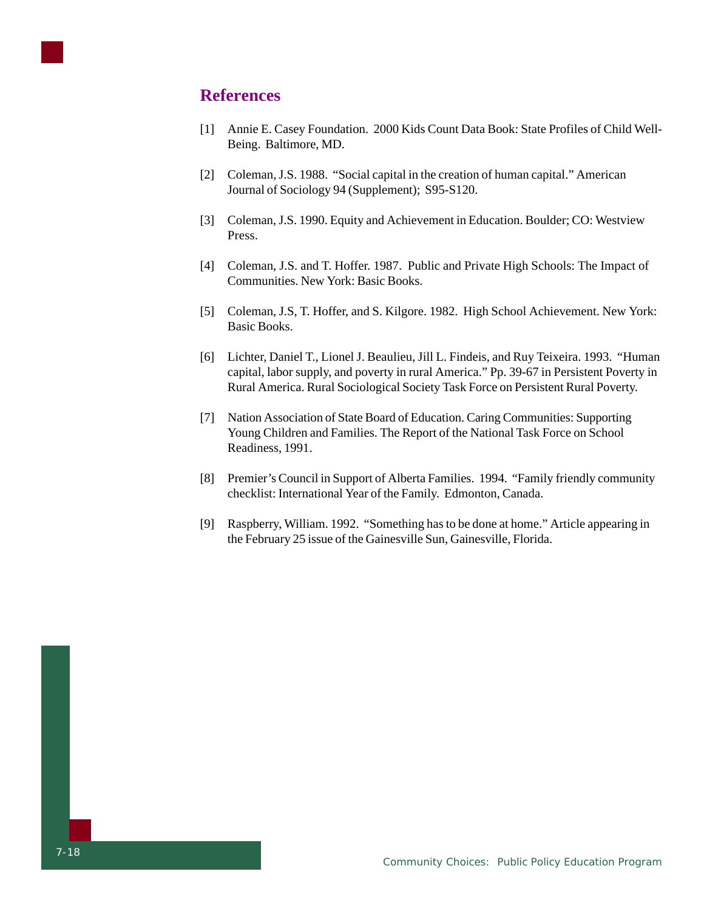## References

[1] Annie E. Casey Foundation. 2000 Kids Count Data Book: State Profiles of Child Well-Being. Baltimore, MD.

[2] Coleman, J.S. 1988. "Social capital in the creation of human capital." American Journal of Sociology 94 (Supplement); S95-S120.

[3] Coleman, J.S. 1990. Equity and Achievement in Education. Boulder; CO: Westview Press.

[4] Coleman, J.S. and T. Hoffer. 1987. Public and Private High Schools: The Impact of Communities. New York: Basic Books.

[5] Coleman, J.S, T. Hoffer, and S. Kilgore. 1982. High School Achievement. New York: Basic Books.

[6] Lichter, Daniel T., Lionel J. Beaulieu, Jill L. Findeis, and Ruy Teixeira. 1993. "Human capital, labor supply, and poverty in rural America." Pp. 39-67 in Persistent Poverty in Rural America. Rural Sociological Society Task Force on Persistent Rural Poverty.

[7] Nation Association of State Board of Education. Caring Communities: Supporting Young Children and Families. The Report of the National Task Force on School Readiness, 1991.

[8] Premier's Council in Support of Alberta Families. 1994. "Family friendly community checklist: International Year of the Family. Edmonton, Canada.

[9] Raspberry, William. 1992. "Something has to be done at home." Article appearing in the February 25 issue of the Gainesville Sun, Gainesville, Florida.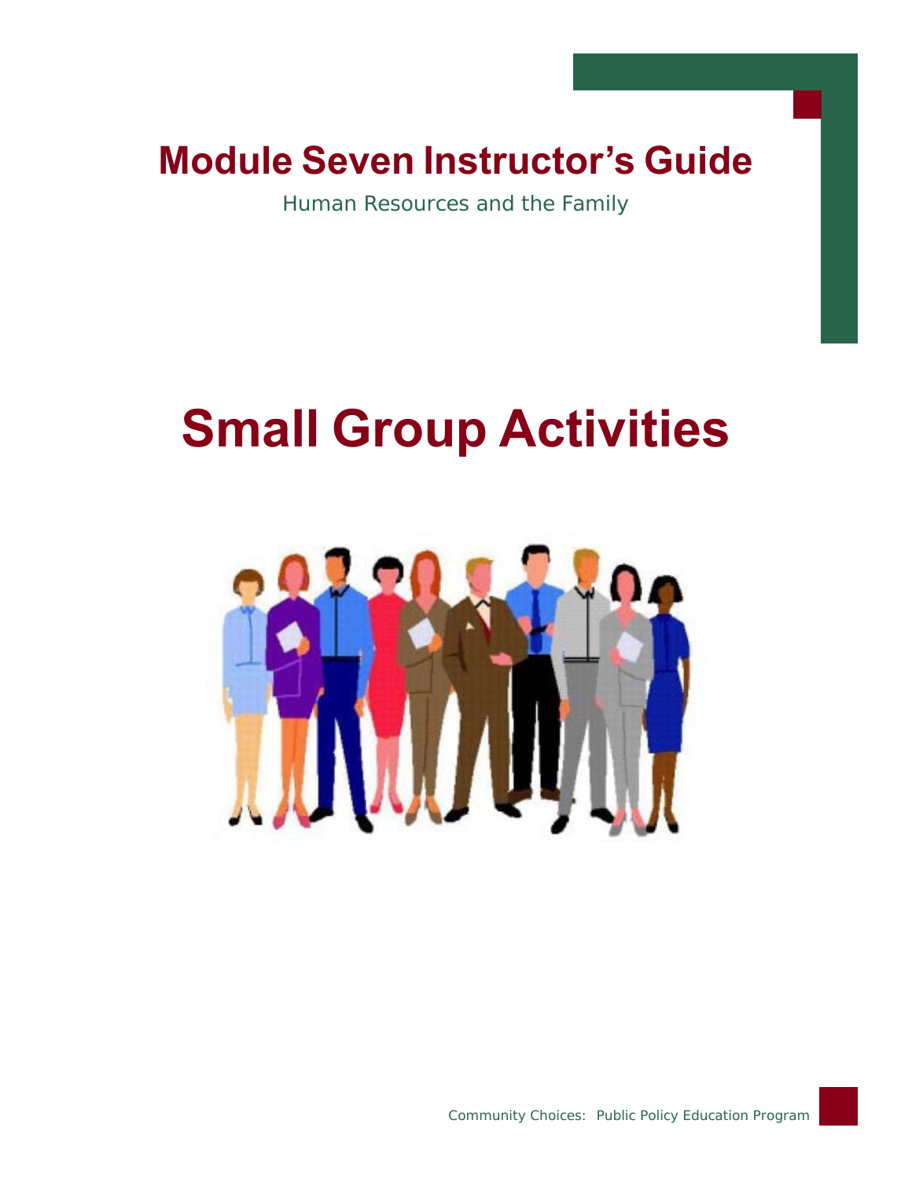# Module Seven Instructor's Guide

Human Resources and the Family

# Small Group Activities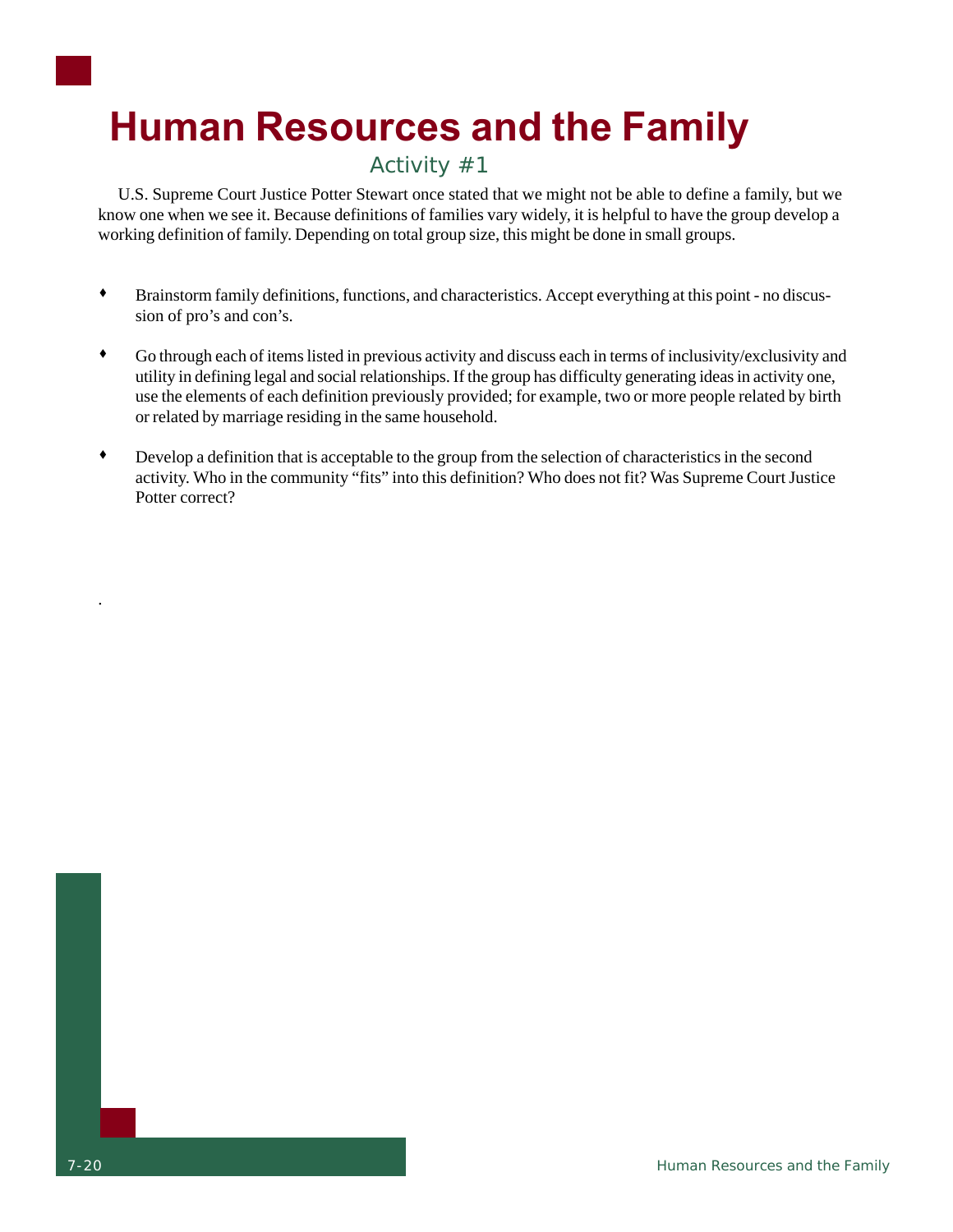# Human Resources and the Family

## Activity #1

U.S. Supreme Court Justice Potter Stewart once stated that we might not be able to define a family, but we know one when we see it. Because definitions of families vary widely, it is helpful to have the group develop a working definition of family. Depending on total group size, this might be done in small groups.

- Brainstorm family definitions, functions, and characteristics. Accept everything at this point - no discussion of pro's and con's.
- Go through each of items listed in previous activity and discuss each in terms of inclusivity/exclusivity and utility in defining legal and social relationships. If the group has difficulty generating ideas in activity one, use the elements of each definition previously provided; for example, two or more people related by birth or related by marriage residing in the same household.
- Develop a definition that is acceptable to the group from the selection of characteristics in the second activity. Who in the community "fits" into this definition? Who does not fit? Was Supreme Court Justice Potter correct?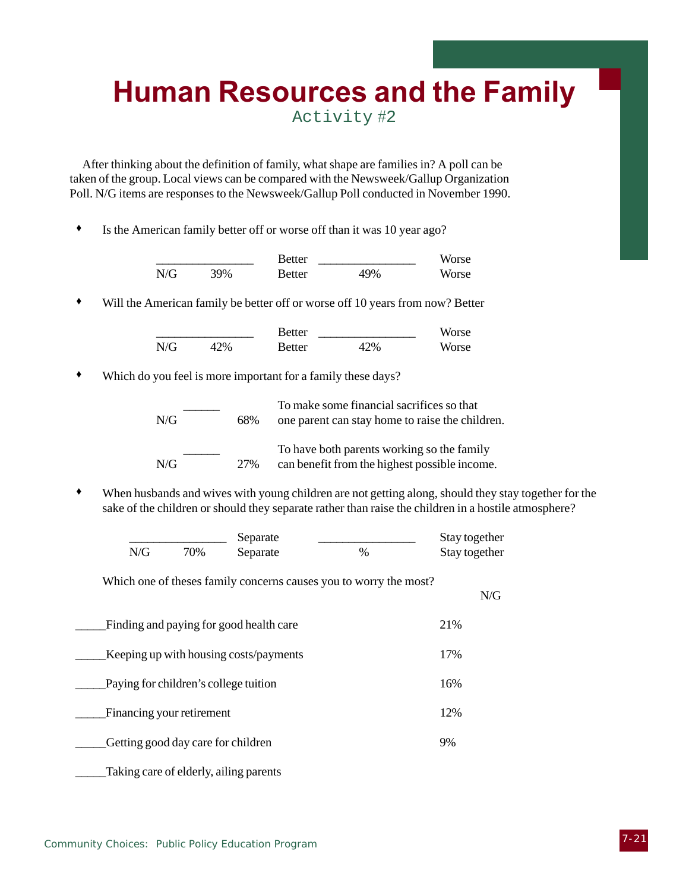# Human Resources and the Family

Activity #2

After thinking about the definition of family, what shape are families in? A poll can be taken of the group. Local views can be compared with the Newsweek/Gallup Organization Poll. N/G items are responses to the Newsweek/Gallup Poll conducted in November 1990.

- Is the American family better off or worse off than it was 10 year ago?

| | | | | |
|---|---|---|---|---|
| | ________________ | Better | ________________ | Worse |
| N/G | 39% | Better | 49% | Worse |

- Will the American family be better off or worse off 10 years from now? Better

| | | | | |
|---|---|---|---|---|
| | ________________ | Better | ________________ | Worse |
| N/G | 42% | Better | 42% | Worse |

- Which do you feel is more important for a family these days?

| | | | |
|---|---|---|---|
| N/G | ______ | 68% | To make some financial sacrifices so that one parent can stay home to raise the children. |
| N/G | ______ | 27% | To have both parents working so the family can benefit from the highest possible income. |

- When husbands and wives with young children are not getting along, should they stay together for the sake of the children or should they separate rather than raise the children in a hostile atmosphere?

| | | | | |
|---|---|---|---|---|
| | ________________ | Separate | ________________ | Stay together |
| N/G | 70% | Separate | % | Stay together |

Which one of theses family concerns causes you to worry the most?

| | N/G |
|---|---|
| _____Finding and paying for good health care | 21% |
| _____Keeping up with housing costs/payments | 17% |
| _____Paying for children's college tuition | 16% |
| _____Financing your retirement | 12% |
| _____Getting good day care for children | 9% |
| _____Taking care of elderly, ailing parents | |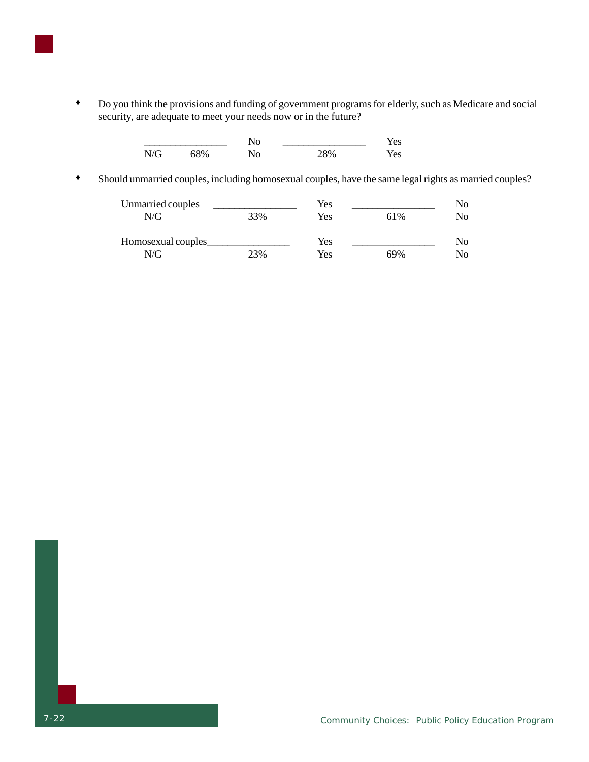- Do you think the provisions and funding of government programs for elderly, such as Medicare and social security, are adequate to meet your needs now or in the future?

| | | | | |
|---|---|---|---|---|
| | ________________ | No | ________________ | Yes |
| N/G | 68% | No | 28% | Yes |

- Should unmarried couples, including homosexual couples, have the same legal rights as married couples?

| | | | | |
|---|---|---|---|---|
| Unmarried couples | ________________ | Yes | ________________ | No |
| N/G | 33% | Yes | 61% | No |
| Homosexual couples | ________________ | Yes | ________________ | No |
| N/G | 23% | Yes | 69% | No |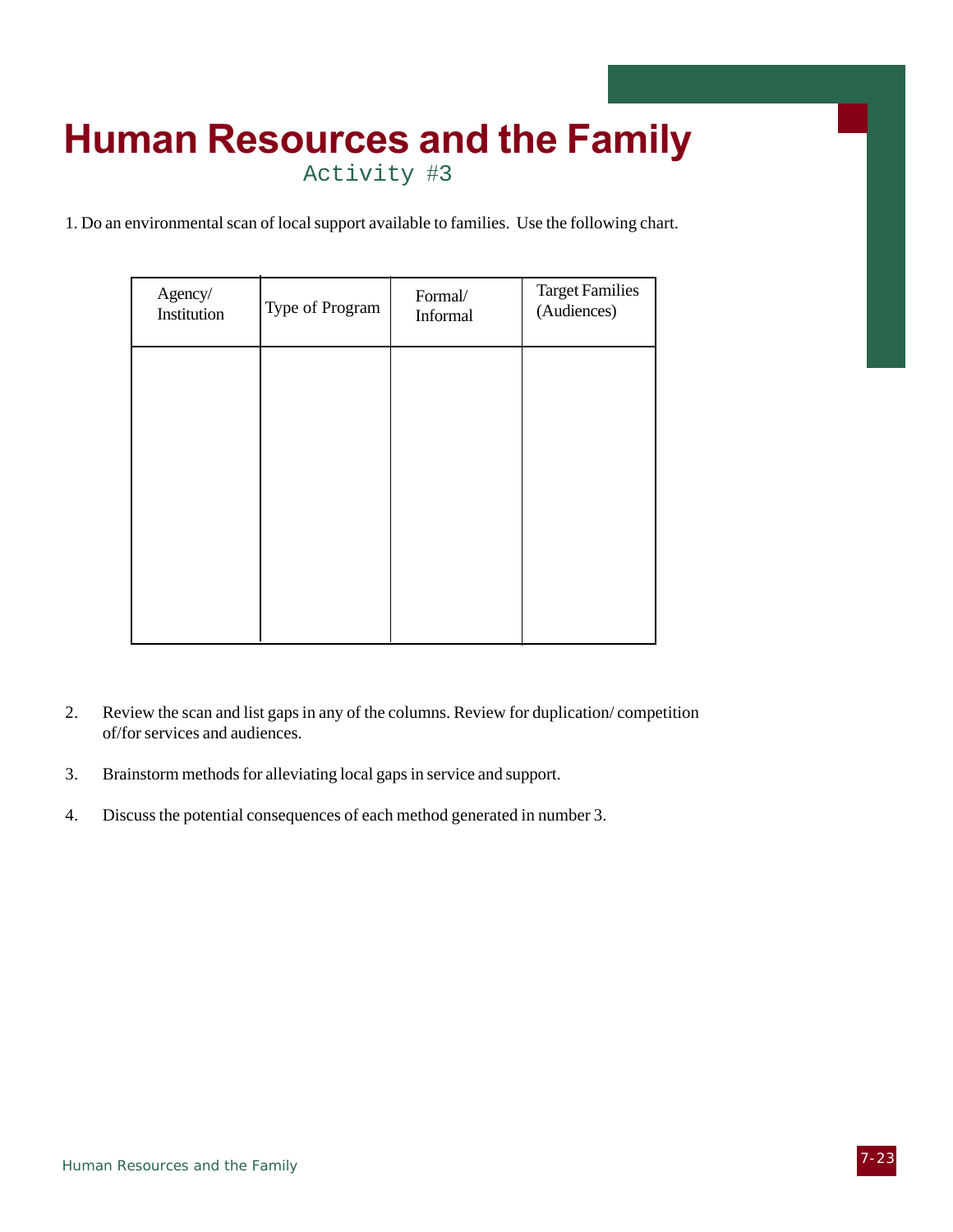# Human Resources and the Family

## Activity #3

1. Do an environmental scan of local support available to families.  Use the following chart.

| Agency/ Institution | Type of Program | Formal/ Informal | Target Families (Audiences) |
|---|---|---|---|
| | | | |

2. Review the scan and list gaps in any of the columns. Review for duplication/ competition of/for services and audiences.

3. Brainstorm methods for alleviating local gaps in service and support.

4. Discuss the potential consequences of each method generated in number 3.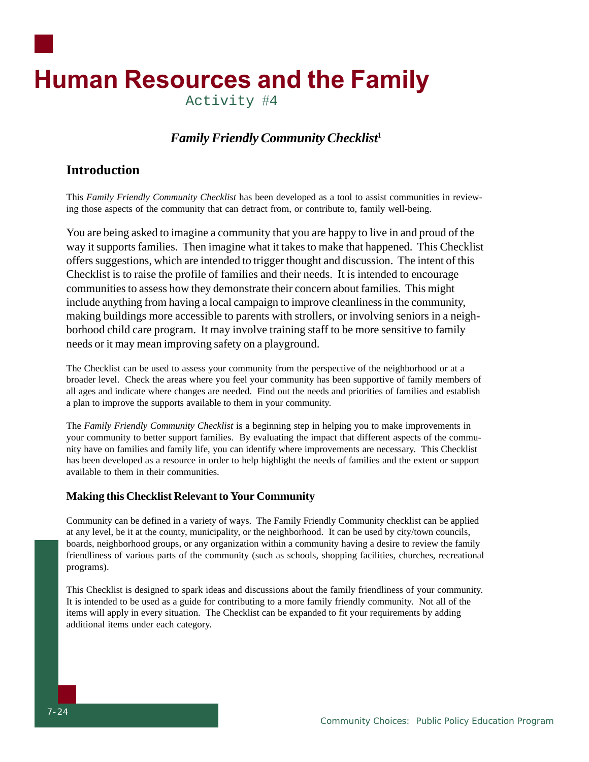# Human Resources and the Family

Activity #4

### *Family Friendly Community Checklist*[1]

## Introduction

This *Family Friendly Community Checklist* has been developed as a tool to assist communities in reviewing those aspects of the community that can detract from, or contribute to, family well-being.

You are being asked to imagine a community that you are happy to live in and proud of the way it supports families. Then imagine what it takes to make that happened. This Checklist offers suggestions, which are intended to trigger thought and discussion. The intent of this Checklist is to raise the profile of families and their needs. It is intended to encourage communities to assess how they demonstrate their concern about families. This might include anything from having a local campaign to improve cleanliness in the community, making buildings more accessible to parents with strollers, or involving seniors in a neighborhood child care program. It may involve training staff to be more sensitive to family needs or it may mean improving safety on a playground.

The Checklist can be used to assess your community from the perspective of the neighborhood or at a broader level. Check the areas where you feel your community has been supportive of family members of all ages and indicate where changes are needed. Find out the needs and priorities of families and establish a plan to improve the supports available to them in your community.

The *Family Friendly Community Checklist* is a beginning step in helping you to make improvements in your community to better support families. By evaluating the impact that different aspects of the community have on families and family life, you can identify where improvements are necessary. This Checklist has been developed as a resource in order to help highlight the needs of families and the extent or support available to them in their communities.

### Making this Checklist Relevant to Your Community

Community can be defined in a variety of ways. The Family Friendly Community checklist can be applied at any level, be it at the county, municipality, or the neighborhood. It can be used by city/town councils, boards, neighborhood groups, or any organization within a community having a desire to review the family friendliness of various parts of the community (such as schools, shopping facilities, churches, recreational programs).

This Checklist is designed to spark ideas and discussions about the family friendliness of your community. It is intended to be used as a guide for contributing to a more family friendly community. Not all of the items will apply in every situation. The Checklist can be expanded to fit your requirements by adding additional items under each category.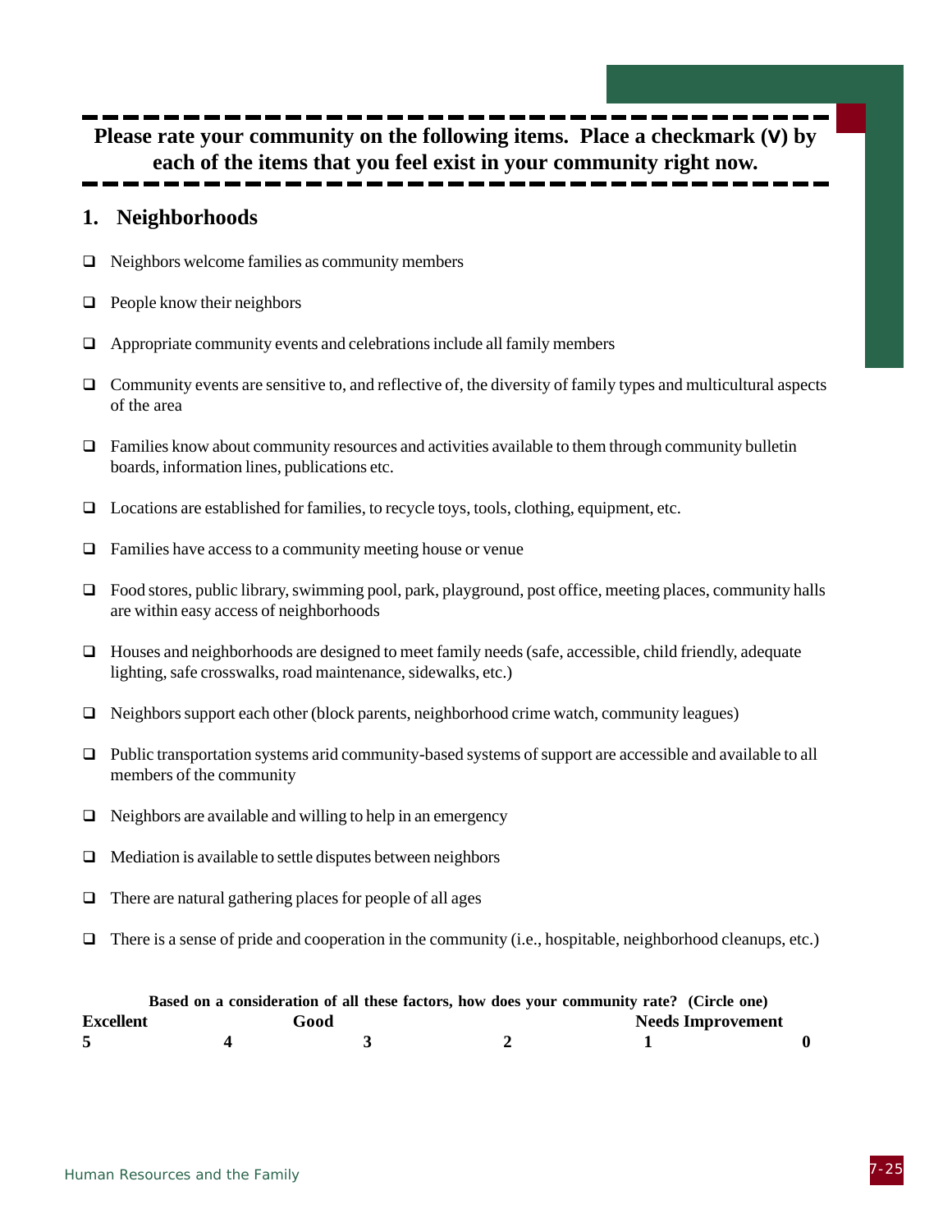**Please rate your community on the following items. Place a checkmark (∨) by each of the items that you feel exist in your community right now.**

## 1. Neighborhoods

- ❑ Neighbors welcome families as community members
- ❑ People know their neighbors
- ❑ Appropriate community events and celebrations include all family members
- ❑ Community events are sensitive to, and reflective of, the diversity of family types and multicultural aspects of the area
- ❑ Families know about community resources and activities available to them through community bulletin boards, information lines, publications etc.
- ❑ Locations are established for families, to recycle toys, tools, clothing, equipment, etc.
- ❑ Families have access to a community meeting house or venue
- ❑ Food stores, public library, swimming pool, park, playground, post office, meeting places, community halls are within easy access of neighborhoods
- ❑ Houses and neighborhoods are designed to meet family needs (safe, accessible, child friendly, adequate lighting, safe crosswalks, road maintenance, sidewalks, etc.)
- ❑ Neighbors support each other (block parents, neighborhood crime watch, community leagues)
- ❑ Public transportation systems arid community-based systems of support are accessible and available to all members of the community
- ❑ Neighbors are available and willing to help in an emergency
- ❑ Mediation is available to settle disputes between neighbors
- ❑ There are natural gathering places for people of all ages
- ❑ There is a sense of pride and cooperation in the community (i.e., hospitable, neighborhood cleanups, etc.)

**Based on a consideration of all these factors, how does your community rate? (Circle one)**

| Excellent | | Good | | Needs Improvement | |
|---|---|---|---|---|---|
| **5** | **4** | **3** | **2** | **1** | **0** |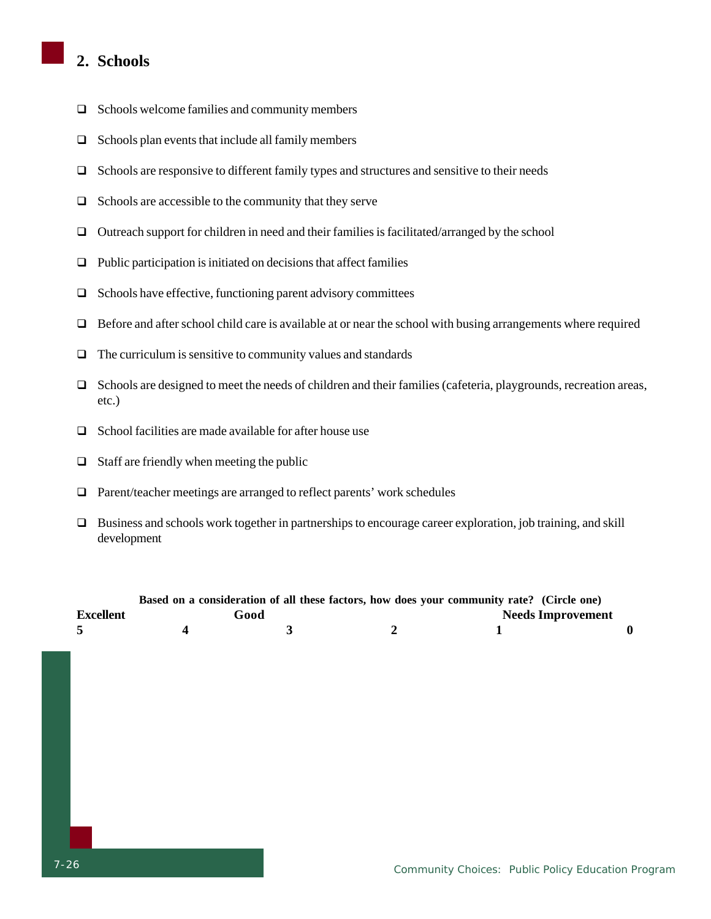## 2. Schools

- ❑ Schools welcome families and community members
- ❑ Schools plan events that include all family members
- ❑ Schools are responsive to different family types and structures and sensitive to their needs
- ❑ Schools are accessible to the community that they serve
- ❑ Outreach support for children in need and their families is facilitated/arranged by the school
- ❑ Public participation is initiated on decisions that affect families
- ❑ Schools have effective, functioning parent advisory committees
- ❑ Before and after school child care is available at or near the school with busing arrangements where required
- ❑ The curriculum is sensitive to community values and standards
- ❑ Schools are designed to meet the needs of children and their families (cafeteria, playgrounds, recreation areas, etc.)
- ❑ School facilities are made available for after house use
- ❑ Staff are friendly when meeting the public
- ❑ Parent/teacher meetings are arranged to reflect parents' work schedules
- ❑ Business and schools work together in partnerships to encourage career exploration, job training, and skill development

**Based on a consideration of all these factors, how does your community rate? (Circle one)**

| Excellent | | Good | | Needs Improvement | |
|---|---|---|---|---|---|
| **5** | **4** | **3** | **2** | **1** | **0** |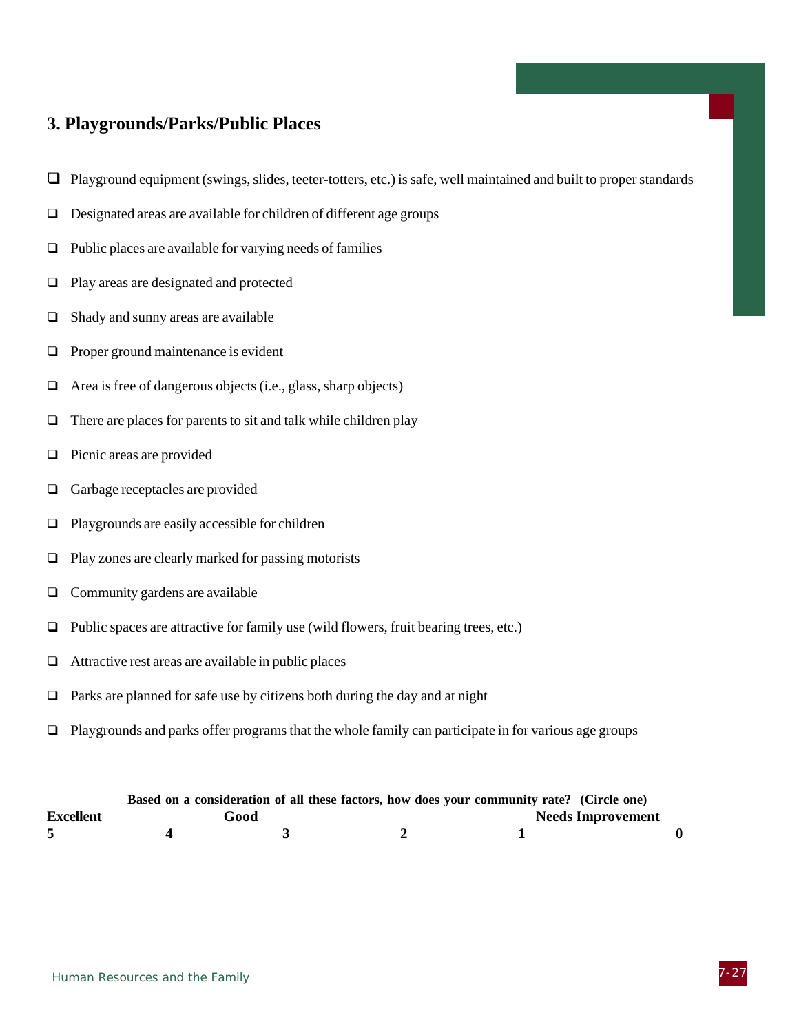### 3. Playgrounds/Parks/Public Places

- ❑ Playground equipment (swings, slides, teeter-totters, etc.) is safe, well maintained and built to proper standards
- ❑ Designated areas are available for children of different age groups
- ❑ Public places are available for varying needs of families
- ❑ Play areas are designated and protected
- ❑ Shady and sunny areas are available
- ❑ Proper ground maintenance is evident
- ❑ Area is free of dangerous objects (i.e., glass, sharp objects)
- ❑ There are places for parents to sit and talk while children play
- ❑ Picnic areas are provided
- ❑ Garbage receptacles are provided
- ❑ Playgrounds are easily accessible for children
- ❑ Play zones are clearly marked for passing motorists
- ❑ Community gardens are available
- ❑ Public spaces are attractive for family use (wild flowers, fruit bearing trees, etc.)
- ❑ Attractive rest areas are available in public places
- ❑ Parks are planned for safe use by citizens both during the day and at night
- ❑ Playgrounds and parks offer programs that the whole family can participate in for various age groups

**Based on a consideration of all these factors, how does your community rate? (Circle one)**

| Excellent | | Good | | Needs Improvement | |
|---|---|---|---|---|---|
| **5** | **4** | **3** | **2** | **1** | **0** |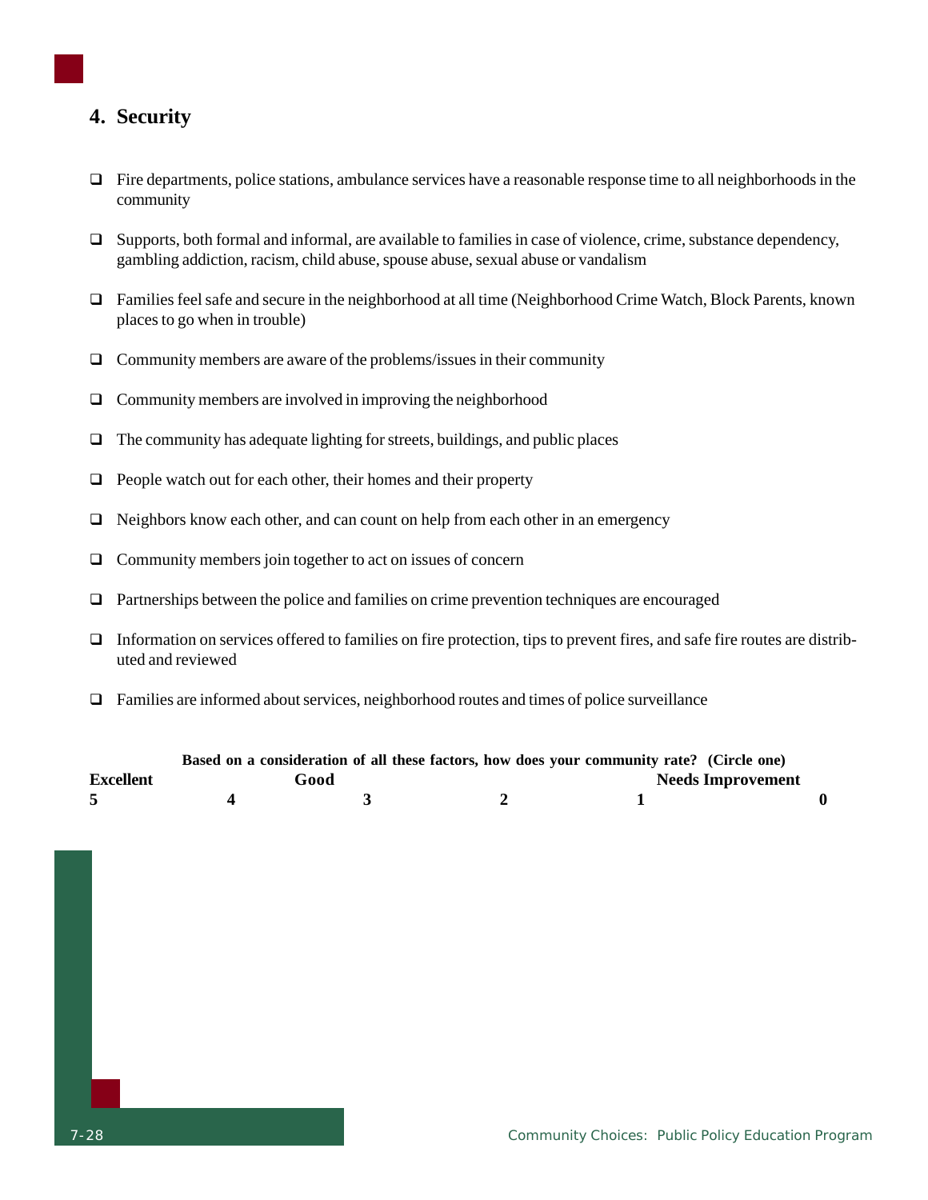## 4. Security

- ❑ Fire departments, police stations, ambulance services have a reasonable response time to all neighborhoods in the community
- ❑ Supports, both formal and informal, are available to families in case of violence, crime, substance dependency, gambling addiction, racism, child abuse, spouse abuse, sexual abuse or vandalism
- ❑ Families feel safe and secure in the neighborhood at all time (Neighborhood Crime Watch, Block Parents, known places to go when in trouble)
- ❑ Community members are aware of the problems/issues in their community
- ❑ Community members are involved in improving the neighborhood
- ❑ The community has adequate lighting for streets, buildings, and public places
- ❑ People watch out for each other, their homes and their property
- ❑ Neighbors know each other, and can count on help from each other in an emergency
- ❑ Community members join together to act on issues of concern
- ❑ Partnerships between the police and families on crime prevention techniques are encouraged
- ❑ Information on services offered to families on fire protection, tips to prevent fires, and safe fire routes are distributed and reviewed
- ❑ Families are informed about services, neighborhood routes and times of police surveillance

**Based on a consideration of all these factors, how does your community rate? (Circle one)**

| **Excellent** | | **Good** | | **Needs Improvement** | |
|---|---|---|---|---|---|
| **5** | **4** | **3** | **2** | **1** | **0** |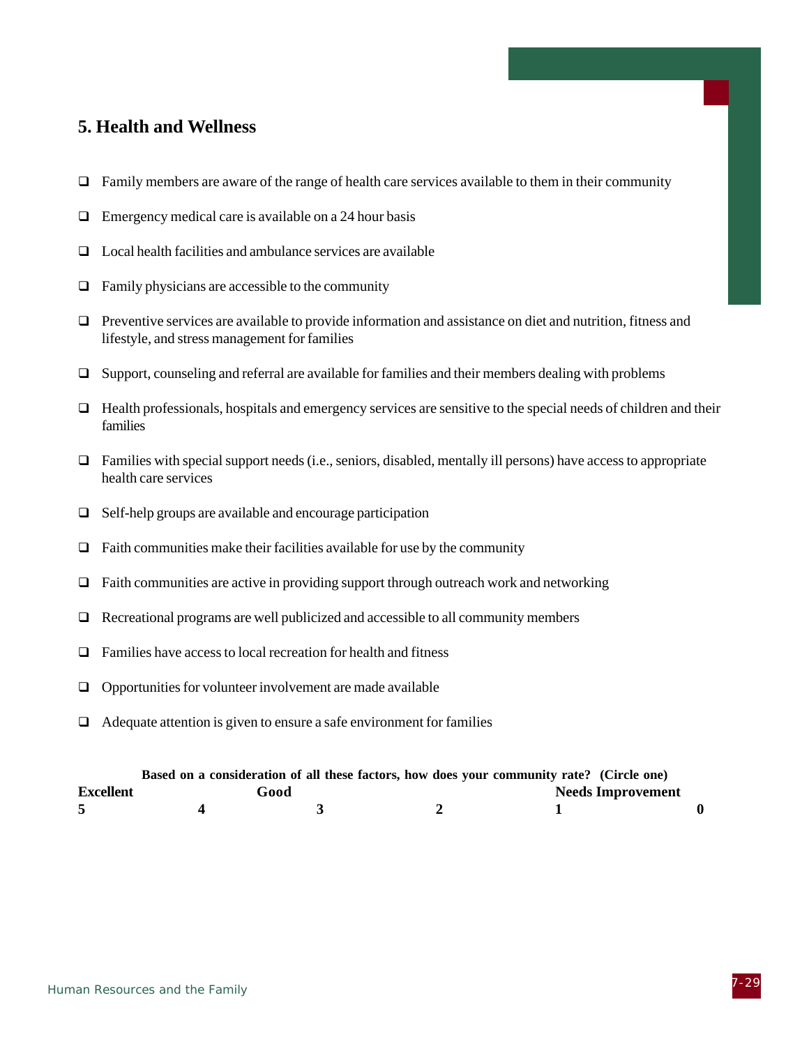## 5. Health and Wellness

- ☐ Family members are aware of the range of health care services available to them in their community
- ☐ Emergency medical care is available on a 24 hour basis
- ☐ Local health facilities and ambulance services are available
- ☐ Family physicians are accessible to the community
- ☐ Preventive services are available to provide information and assistance on diet and nutrition, fitness and lifestyle, and stress management for families
- ☐ Support, counseling and referral are available for families and their members dealing with problems
- ☐ Health professionals, hospitals and emergency services are sensitive to the special needs of children and their families
- ☐ Families with special support needs (i.e., seniors, disabled, mentally ill persons) have access to appropriate health care services
- ☐ Self-help groups are available and encourage participation
- ☐ Faith communities make their facilities available for use by the community
- ☐ Faith communities are active in providing support through outreach work and networking
- ☐ Recreational programs are well publicized and accessible to all community members
- ☐ Families have access to local recreation for health and fitness
- ☐ Opportunities for volunteer involvement are made available
- ☐ Adequate attention is given to ensure a safe environment for families

**Based on a consideration of all these factors, how does your community rate? (Circle one)**

| Excellent | | Good | | Needs Improvement | |
|---|---|---|---|---|---|
| **5** | **4** | **3** | **2** | **1** | **0** |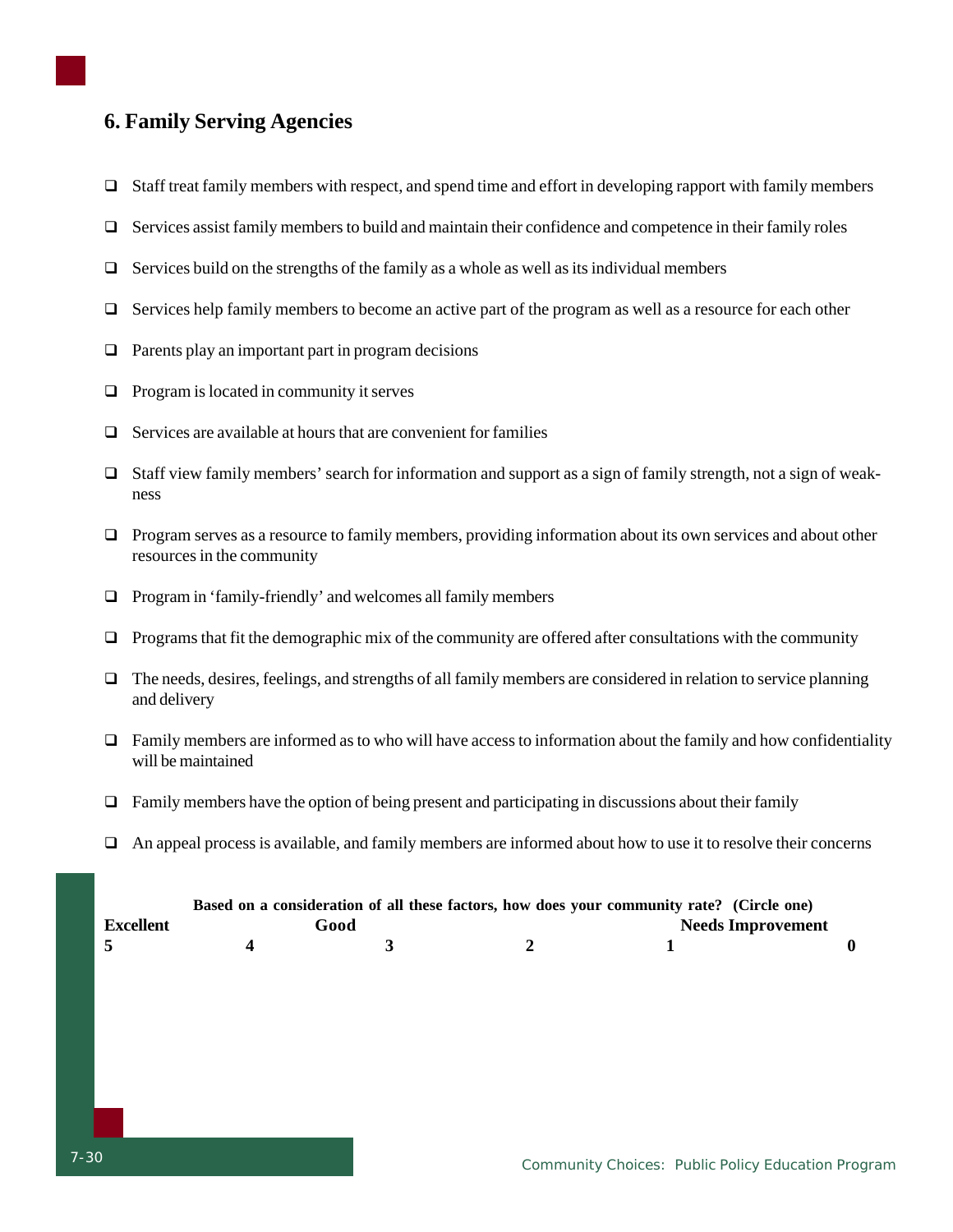## 6. Family Serving Agencies

- ❑ Staff treat family members with respect, and spend time and effort in developing rapport with family members
- ❑ Services assist family members to build and maintain their confidence and competence in their family roles
- ❑ Services build on the strengths of the family as a whole as well as its individual members
- ❑ Services help family members to become an active part of the program as well as a resource for each other
- ❑ Parents play an important part in program decisions
- ❑ Program is located in community it serves
- ❑ Services are available at hours that are convenient for families
- ❑ Staff view family members' search for information and support as a sign of family strength, not a sign of weakness
- ❑ Program serves as a resource to family members, providing information about its own services and about other resources in the community
- ❑ Program in 'family-friendly' and welcomes all family members
- ❑ Programs that fit the demographic mix of the community are offered after consultations with the community
- ❑ The needs, desires, feelings, and strengths of all family members are considered in relation to service planning and delivery
- ❑ Family members are informed as to who will have access to information about the family and how confidentiality will be maintained
- ❑ Family members have the option of being present and participating in discussions about their family
- ❑ An appeal process is available, and family members are informed about how to use it to resolve their concerns

**Based on a consideration of all these factors, how does your community rate? (Circle one)**

| **Excellent** | | **Good** | | **Needs Improvement** | |
|---|---|---|---|---|---|
| **5** | **4** | **3** | **2** | **1** | **0** |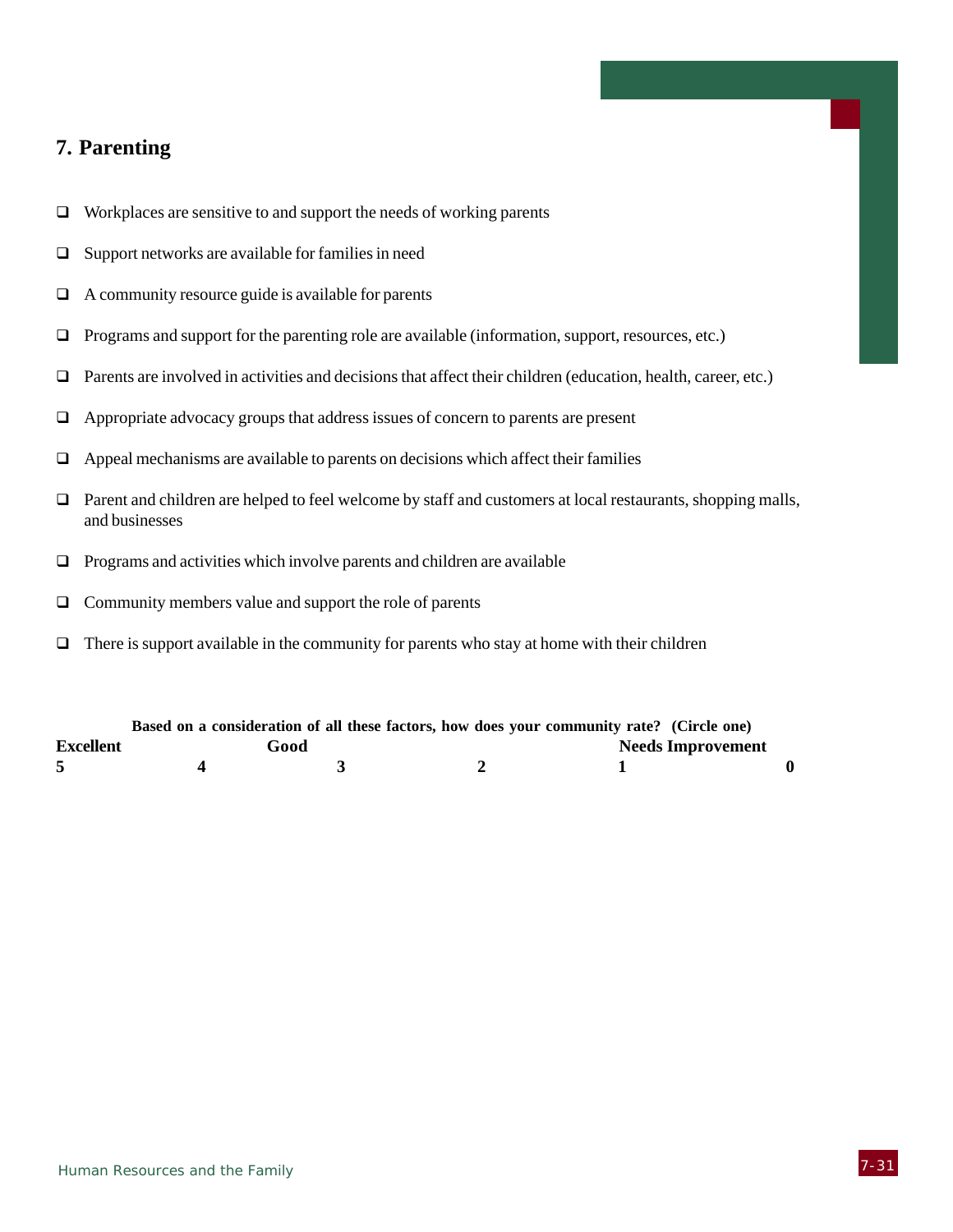## 7. Parenting

- ❑ Workplaces are sensitive to and support the needs of working parents
- ❑ Support networks are available for families in need
- ❑ A community resource guide is available for parents
- ❑ Programs and support for the parenting role are available (information, support, resources, etc.)
- ❑ Parents are involved in activities and decisions that affect their children (education, health, career, etc.)
- ❑ Appropriate advocacy groups that address issues of concern to parents are present
- ❑ Appeal mechanisms are available to parents on decisions which affect their families
- ❑ Parent and children are helped to feel welcome by staff and customers at local restaurants, shopping malls, and businesses
- ❑ Programs and activities which involve parents and children are available
- ❑ Community members value and support the role of parents
- ❑ There is support available in the community for parents who stay at home with their children

**Based on a consideration of all these factors, how does your community rate? (Circle one)**

| Excellent | | Good | | Needs Improvement | |
|---|---|---|---|---|---|
| **5** | **4** | **3** | **2** | **1** | **0** |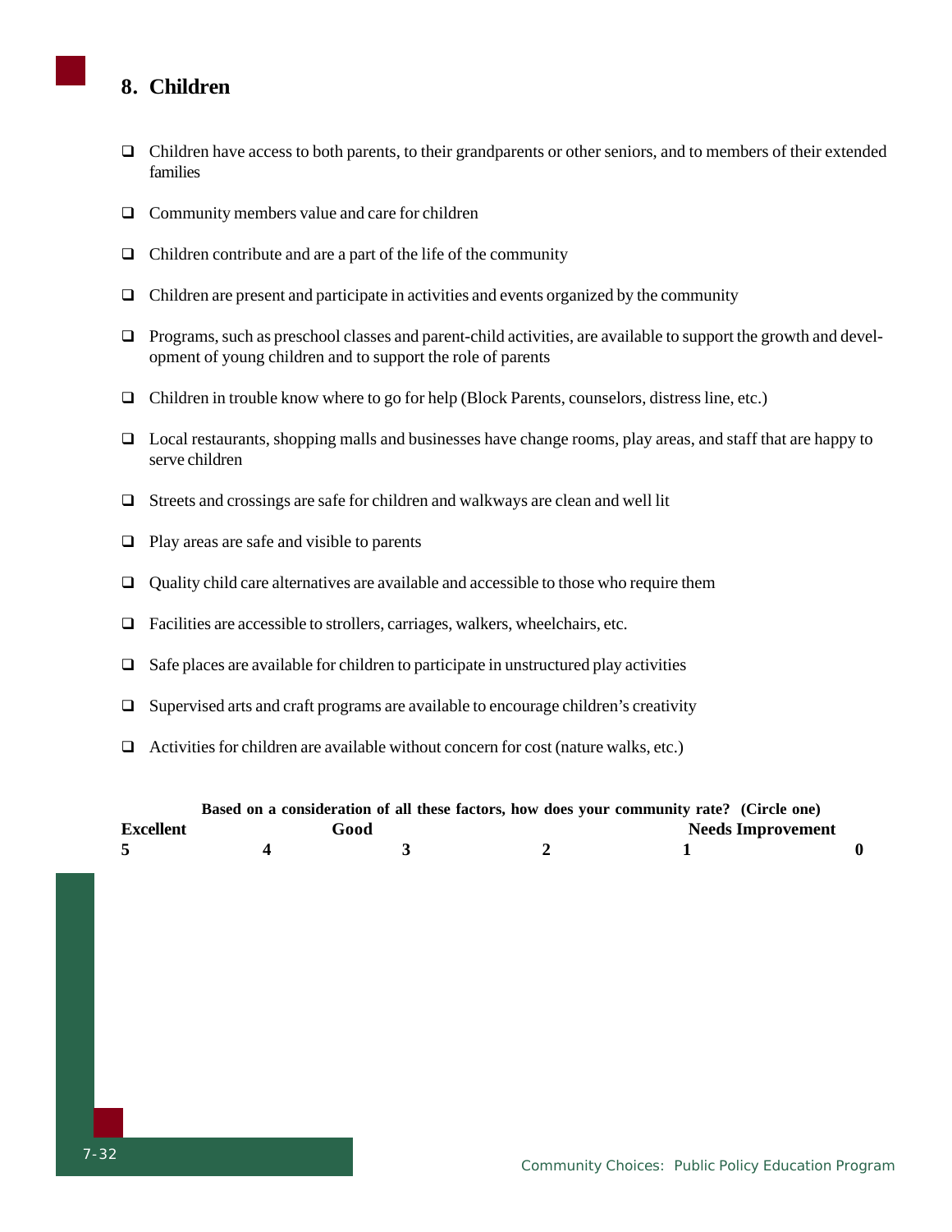## 8. Children

- ☐ Children have access to both parents, to their grandparents or other seniors, and to members of their extended families
- ☐ Community members value and care for children
- ☐ Children contribute and are a part of the life of the community
- ☐ Children are present and participate in activities and events organized by the community
- ☐ Programs, such as preschool classes and parent-child activities, are available to support the growth and development of young children and to support the role of parents
- ☐ Children in trouble know where to go for help (Block Parents, counselors, distress line, etc.)
- ☐ Local restaurants, shopping malls and businesses have change rooms, play areas, and staff that are happy to serve children
- ☐ Streets and crossings are safe for children and walkways are clean and well lit
- ☐ Play areas are safe and visible to parents
- ☐ Quality child care alternatives are available and accessible to those who require them
- ☐ Facilities are accessible to strollers, carriages, walkers, wheelchairs, etc.
- ☐ Safe places are available for children to participate in unstructured play activities
- ☐ Supervised arts and craft programs are available to encourage children's creativity
- ☐ Activities for children are available without concern for cost (nature walks, etc.)

**Based on a consideration of all these factors, how does your community rate? (Circle one)**

| **Excellent** | | **Good** | | **Needs Improvement** | |
|---|---|---|---|---|---|
| **5** | **4** | **3** | **2** | **1** | **0** |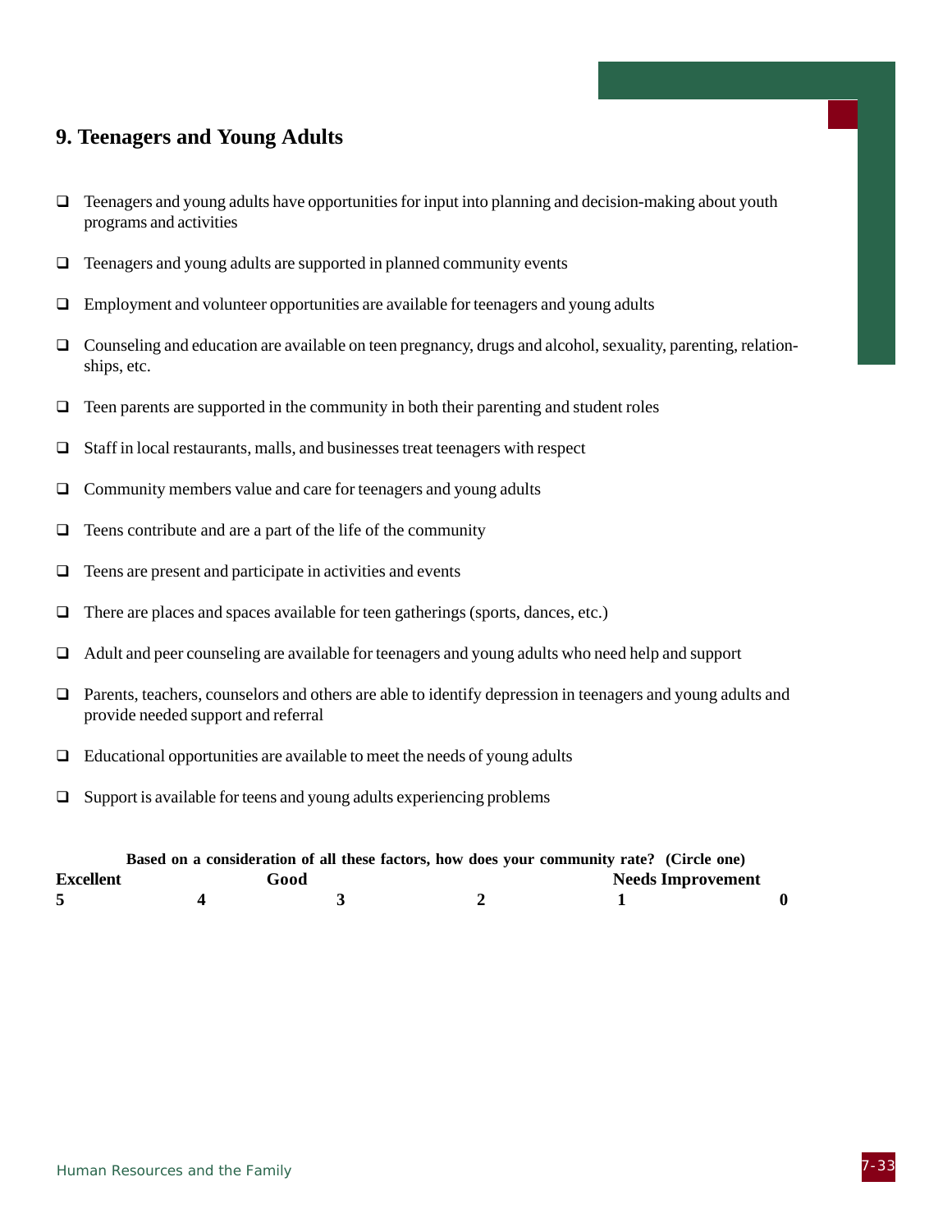## 9. Teenagers and Young Adults

- ☐ Teenagers and young adults have opportunities for input into planning and decision-making about youth programs and activities
- ☐ Teenagers and young adults are supported in planned community events
- ☐ Employment and volunteer opportunities are available for teenagers and young adults
- ☐ Counseling and education are available on teen pregnancy, drugs and alcohol, sexuality, parenting, relationships, etc.
- ☐ Teen parents are supported in the community in both their parenting and student roles
- ☐ Staff in local restaurants, malls, and businesses treat teenagers with respect
- ☐ Community members value and care for teenagers and young adults
- ☐ Teens contribute and are a part of the life of the community
- ☐ Teens are present and participate in activities and events
- ☐ There are places and spaces available for teen gatherings (sports, dances, etc.)
- ☐ Adult and peer counseling are available for teenagers and young adults who need help and support
- ☐ Parents, teachers, counselors and others are able to identify depression in teenagers and young adults and provide needed support and referral
- ☐ Educational opportunities are available to meet the needs of young adults
- ☐ Support is available for teens and young adults experiencing problems

**Based on a consideration of all these factors, how does your community rate? (Circle one)**

| Excellent | | Good | | Needs Improvement | |
|---|---|---|---|---|---|
| **5** | **4** | **3** | **2** | **1** | **0** |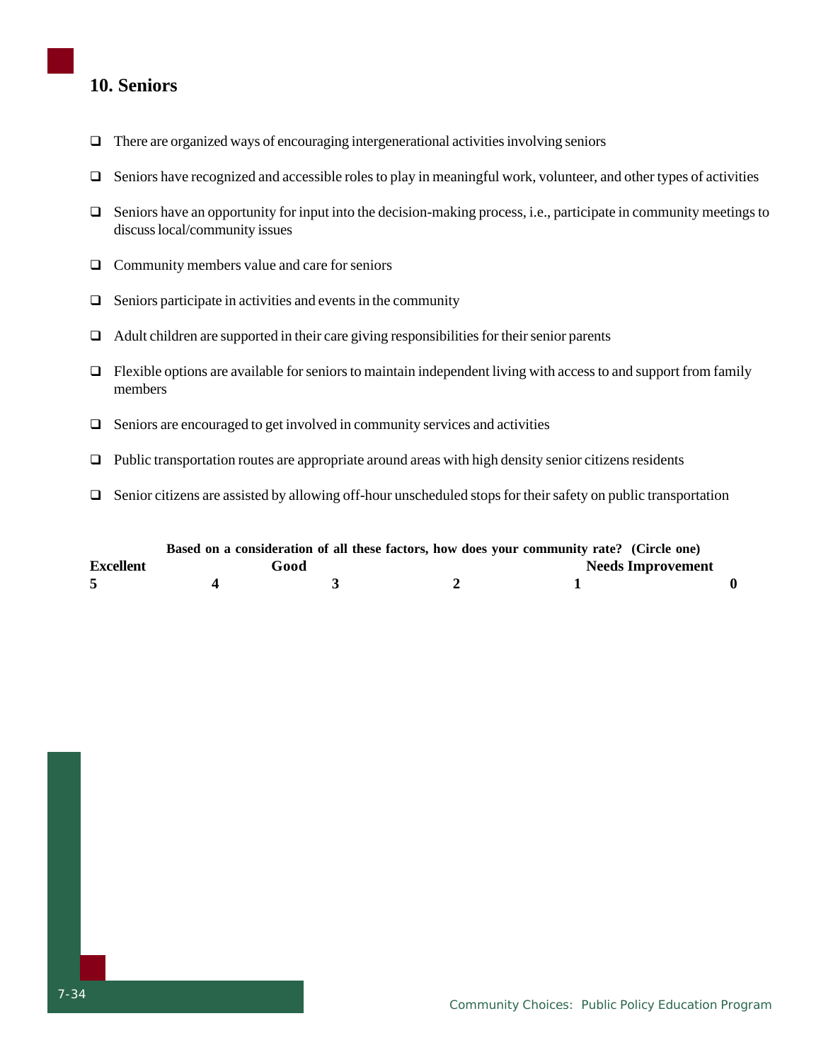## 10. Seniors

- ❑ There are organized ways of encouraging intergenerational activities involving seniors
- ❑ Seniors have recognized and accessible roles to play in meaningful work, volunteer, and other types of activities
- ❑ Seniors have an opportunity for input into the decision-making process, i.e., participate in community meetings to discuss local/community issues
- ❑ Community members value and care for seniors
- ❑ Seniors participate in activities and events in the community
- ❑ Adult children are supported in their care giving responsibilities for their senior parents
- ❑ Flexible options are available for seniors to maintain independent living with access to and support from family members
- ❑ Seniors are encouraged to get involved in community services and activities
- ❑ Public transportation routes are appropriate around areas with high density senior citizens residents
- ❑ Senior citizens are assisted by allowing off-hour unscheduled stops for their safety on public transportation

**Based on a consideration of all these factors, how does your community rate? (Circle one)**

| Excellent | | Good | | Needs Improvement | |
|---|---|---|---|---|---|
| **5** | **4** | **3** | **2** | **1** | **0** |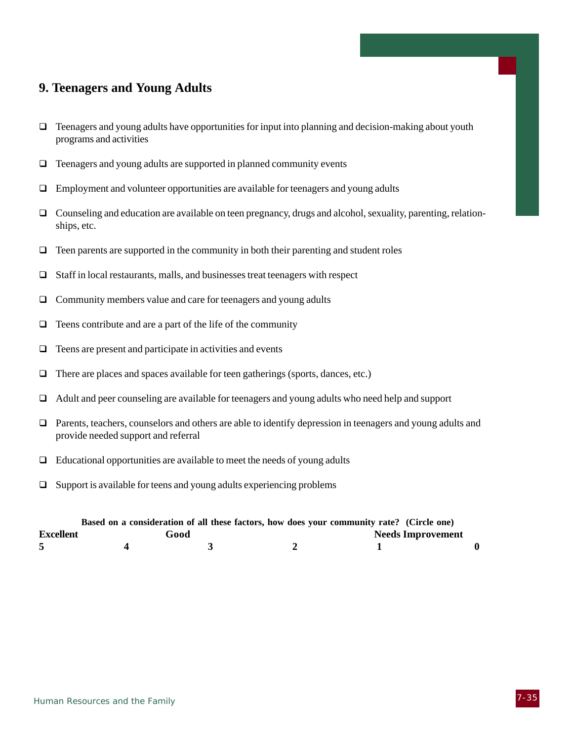## 9. Teenagers and Young Adults

- ❑ Teenagers and young adults have opportunities for input into planning and decision-making about youth programs and activities
- ❑ Teenagers and young adults are supported in planned community events
- ❑ Employment and volunteer opportunities are available for teenagers and young adults
- ❑ Counseling and education are available on teen pregnancy, drugs and alcohol, sexuality, parenting, relationships, etc.
- ❑ Teen parents are supported in the community in both their parenting and student roles
- ❑ Staff in local restaurants, malls, and businesses treat teenagers with respect
- ❑ Community members value and care for teenagers and young adults
- ❑ Teens contribute and are a part of the life of the community
- ❑ Teens are present and participate in activities and events
- ❑ There are places and spaces available for teen gatherings (sports, dances, etc.)
- ❑ Adult and peer counseling are available for teenagers and young adults who need help and support
- ❑ Parents, teachers, counselors and others are able to identify depression in teenagers and young adults and provide needed support and referral
- ❑ Educational opportunities are available to meet the needs of young adults
- ❑ Support is available for teens and young adults experiencing problems

**Based on a consideration of all these factors, how does your community rate? (Circle one)**

| **Excellent** | | **Good** | | **Needs Improvement** | |
|---|---|---|---|---|---|
| **5** | **4** | **3** | **2** | **1** | **0** |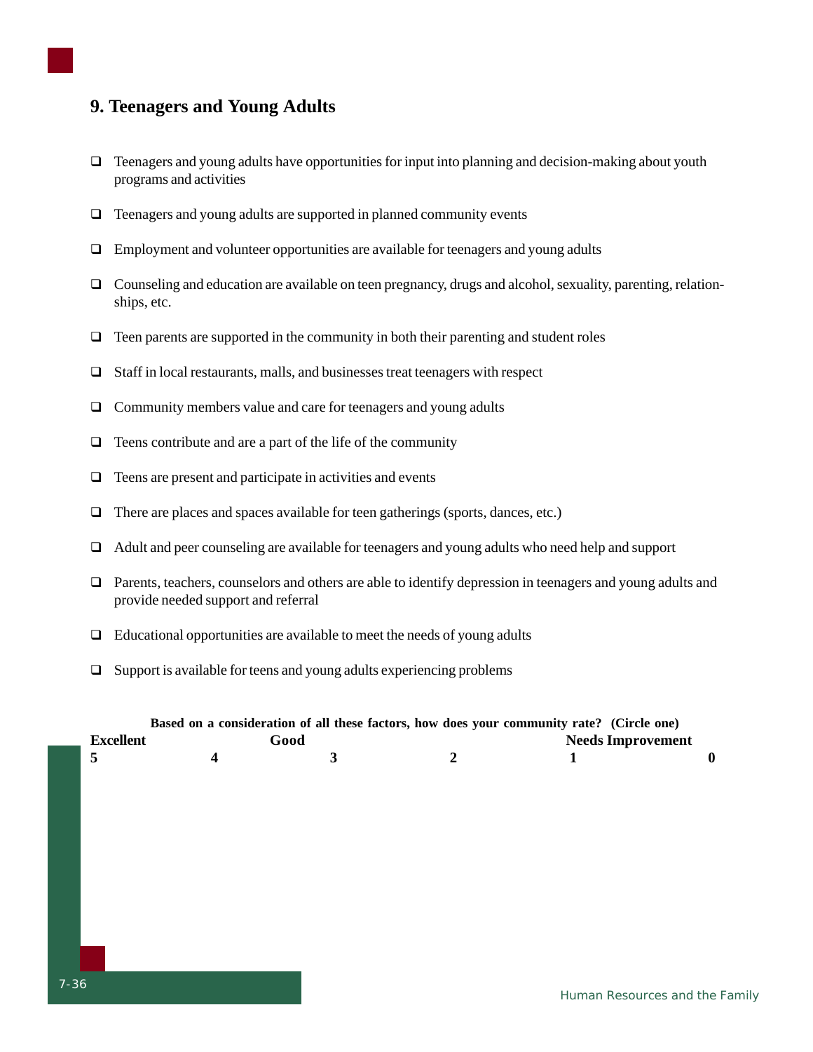## 9. Teenagers and Young Adults

- ❑ Teenagers and young adults have opportunities for input into planning and decision-making about youth programs and activities
- ❑ Teenagers and young adults are supported in planned community events
- ❑ Employment and volunteer opportunities are available for teenagers and young adults
- ❑ Counseling and education are available on teen pregnancy, drugs and alcohol, sexuality, parenting, relationships, etc.
- ❑ Teen parents are supported in the community in both their parenting and student roles
- ❑ Staff in local restaurants, malls, and businesses treat teenagers with respect
- ❑ Community members value and care for teenagers and young adults
- ❑ Teens contribute and are a part of the life of the community
- ❑ Teens are present and participate in activities and events
- ❑ There are places and spaces available for teen gatherings (sports, dances, etc.)
- ❑ Adult and peer counseling are available for teenagers and young adults who need help and support
- ❑ Parents, teachers, counselors and others are able to identify depression in teenagers and young adults and provide needed support and referral
- ❑ Educational opportunities are available to meet the needs of young adults
- ❑ Support is available for teens and young adults experiencing problems

**Based on a consideration of all these factors, how does your community rate? (Circle one)**

| Excellent | | Good | | Needs Improvement | |
|---|---|---|---|---|---|
| **5** | **4** | **3** | **2** | **1** | **0** |